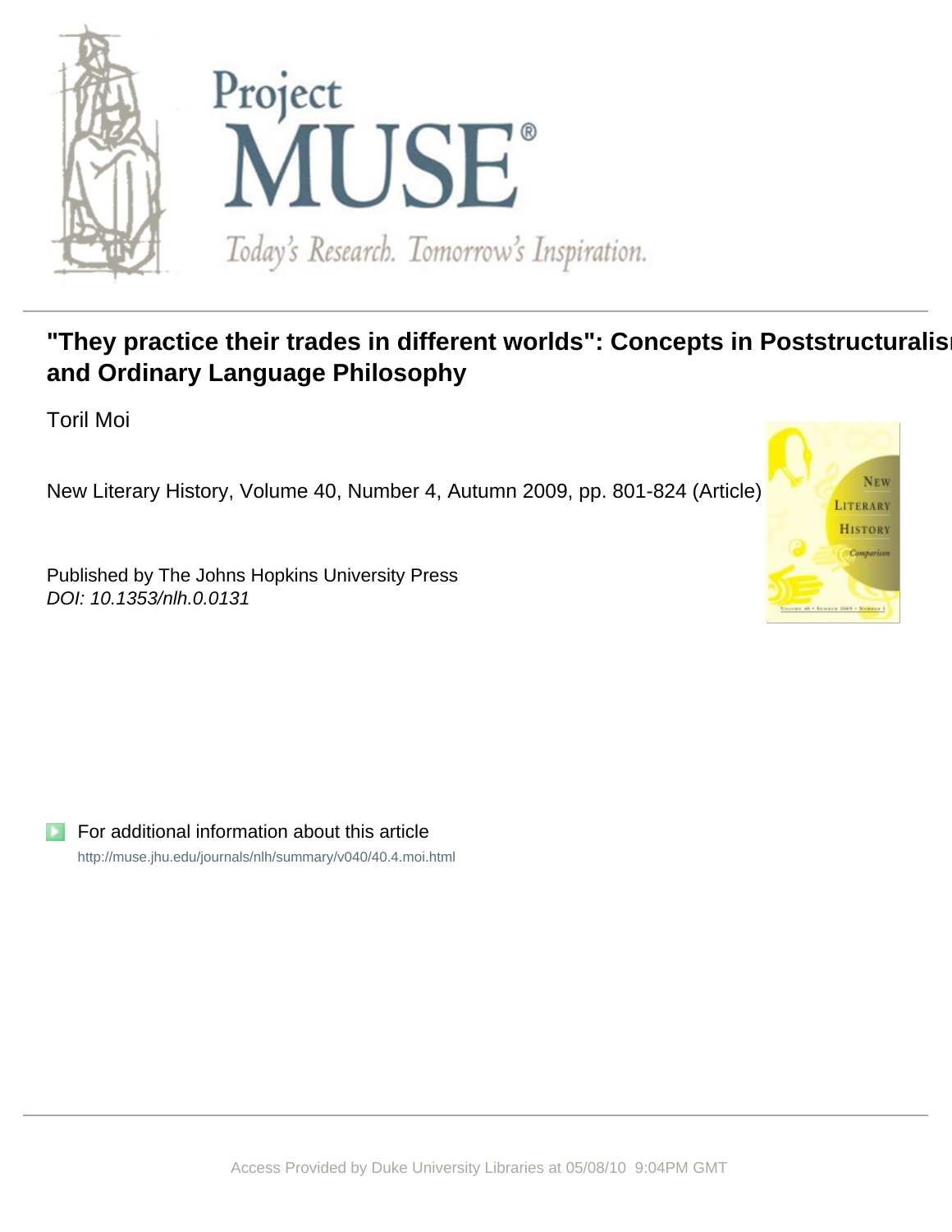# "They practice their trades in different worlds": Concepts in Poststructuralism and Ordinary Language Philosophy

Toril Moi

New Literary History, Volume 40, Number 4, Autumn 2009, pp. 801-824 (Article)

Published by The Johns Hopkins University Press
*DOI: 10.1353/nlh.0.0131*

For additional information about this article
http://muse.jhu.edu/journals/nlh/summary/v040/40.4.moi.html

Access Provided by Duke University Libraries at 05/08/10 9:04PM GMT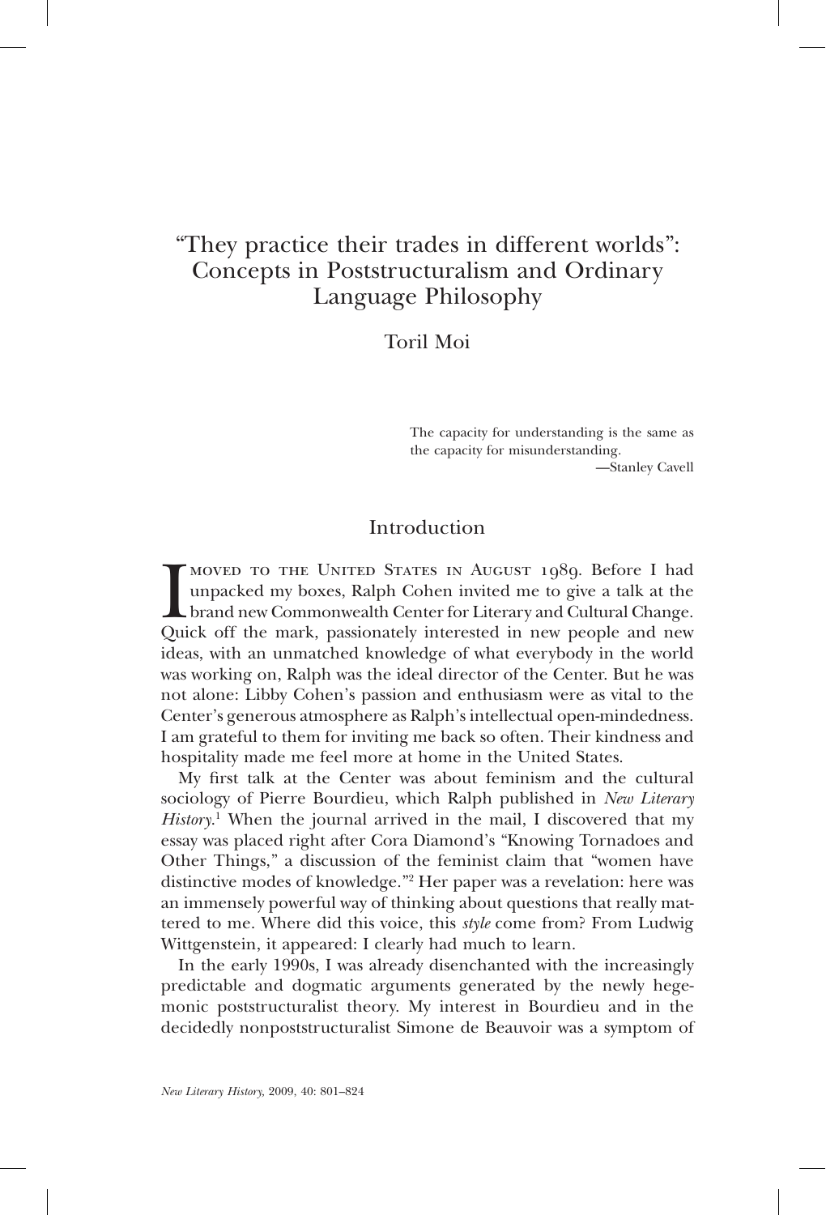# "They practice their trades in different worlds": Concepts in Poststructuralism and Ordinary Language Philosophy

Toril Moi

> The capacity for understanding is the same as the capacity for misunderstanding.
>
> —Stanley Cavell

## Introduction

I moved to the United States in August 1989. Before I had unpacked my boxes, Ralph Cohen invited me to give a talk at the brand new Commonwealth Center for Literary and Cultural Change. Quick off the mark, passionately interested in new people and new ideas, with an unmatched knowledge of what everybody in the world was working on, Ralph was the ideal director of the Center. But he was not alone: Libby Cohen's passion and enthusiasm were as vital to the Center's generous atmosphere as Ralph's intellectual open-mindedness. I am grateful to them for inviting me back so often. Their kindness and hospitality made me feel more at home in the United States.

My first talk at the Center was about feminism and the cultural sociology of Pierre Bourdieu, which Ralph published in *New Literary History*.[1] When the journal arrived in the mail, I discovered that my essay was placed right after Cora Diamond's "Knowing Tornadoes and Other Things," a discussion of the feminist claim that "women have distinctive modes of knowledge."[2] Her paper was a revelation: here was an immensely powerful way of thinking about questions that really mattered to me. Where did this voice, this *style* come from? From Ludwig Wittgenstein, it appeared: I clearly had much to learn.

In the early 1990s, I was already disenchanted with the increasingly predictable and dogmatic arguments generated by the newly hegemonic poststructuralist theory. My interest in Bourdieu and in the decidedly nonpoststructuralist Simone de Beauvoir was a symptom of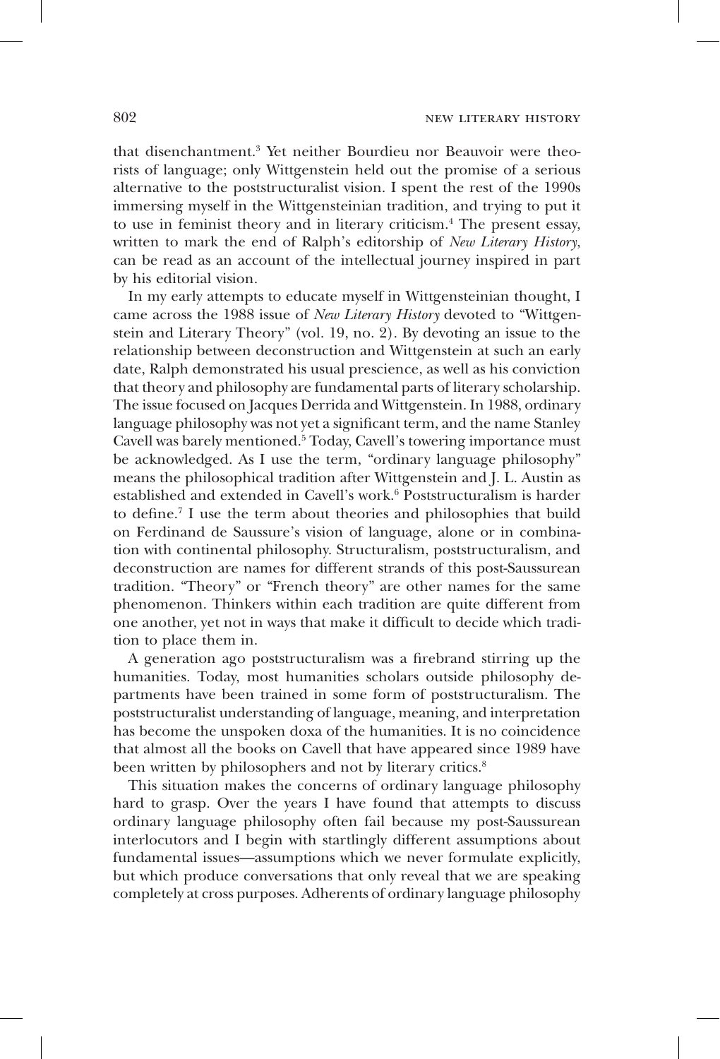that disenchantment.[3] Yet neither Bourdieu nor Beauvoir were theorists of language; only Wittgenstein held out the promise of a serious alternative to the poststructuralist vision. I spent the rest of the 1990s immersing myself in the Wittgensteinian tradition, and trying to put it to use in feminist theory and in literary criticism.[4] The present essay, written to mark the end of Ralph's editorship of *New Literary History*, can be read as an account of the intellectual journey inspired in part by his editorial vision.

In my early attempts to educate myself in Wittgensteinian thought, I came across the 1988 issue of *New Literary History* devoted to "Wittgenstein and Literary Theory" (vol. 19, no. 2). By devoting an issue to the relationship between deconstruction and Wittgenstein at such an early date, Ralph demonstrated his usual prescience, as well as his conviction that theory and philosophy are fundamental parts of literary scholarship. The issue focused on Jacques Derrida and Wittgenstein. In 1988, ordinary language philosophy was not yet a significant term, and the name Stanley Cavell was barely mentioned.[5] Today, Cavell's towering importance must be acknowledged. As I use the term, "ordinary language philosophy" means the philosophical tradition after Wittgenstein and J. L. Austin as established and extended in Cavell's work.[6] Poststructuralism is harder to define.[7] I use the term about theories and philosophies that build on Ferdinand de Saussure's vision of language, alone or in combination with continental philosophy. Structuralism, poststructuralism, and deconstruction are names for different strands of this post-Saussurean tradition. "Theory" or "French theory" are other names for the same phenomenon. Thinkers within each tradition are quite different from one another, yet not in ways that make it difficult to decide which tradition to place them in.

A generation ago poststructuralism was a firebrand stirring up the humanities. Today, most humanities scholars outside philosophy departments have been trained in some form of poststructuralism. The poststructuralist understanding of language, meaning, and interpretation has become the unspoken doxa of the humanities. It is no coincidence that almost all the books on Cavell that have appeared since 1989 have been written by philosophers and not by literary critics.[8]

This situation makes the concerns of ordinary language philosophy hard to grasp. Over the years I have found that attempts to discuss ordinary language philosophy often fail because my post-Saussurean interlocutors and I begin with startlingly different assumptions about fundamental issues—assumptions which we never formulate explicitly, but which produce conversations that only reveal that we are speaking completely at cross purposes. Adherents of ordinary language philosophy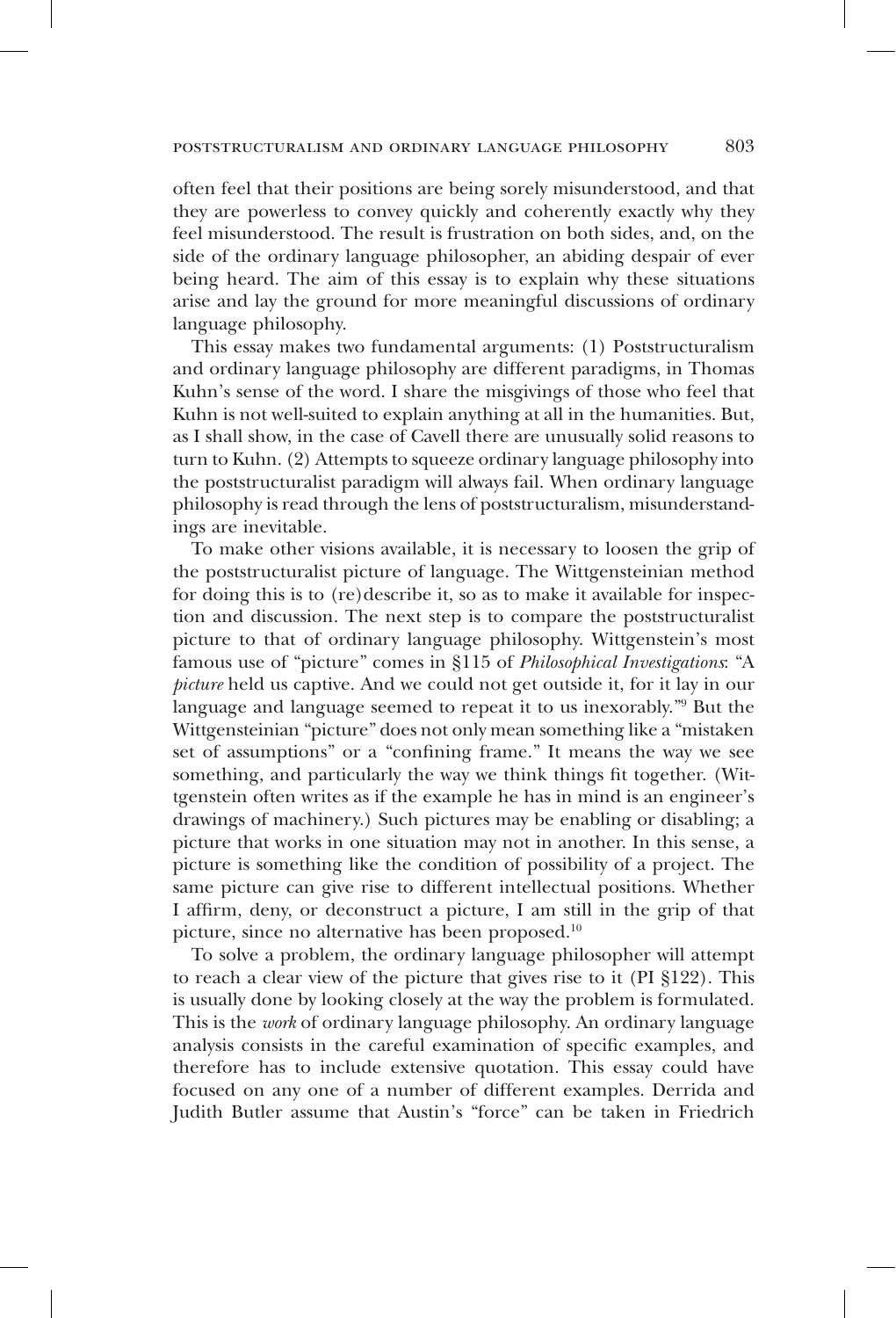often feel that their positions are being sorely misunderstood, and that they are powerless to convey quickly and coherently exactly why they feel misunderstood. The result is frustration on both sides, and, on the side of the ordinary language philosopher, an abiding despair of ever being heard. The aim of this essay is to explain why these situations arise and lay the ground for more meaningful discussions of ordinary language philosophy.

This essay makes two fundamental arguments: (1) Poststructuralism and ordinary language philosophy are different paradigms, in Thomas Kuhn's sense of the word. I share the misgivings of those who feel that Kuhn is not well-suited to explain anything at all in the humanities. But, as I shall show, in the case of Cavell there are unusually solid reasons to turn to Kuhn. (2) Attempts to squeeze ordinary language philosophy into the poststructuralist paradigm will always fail. When ordinary language philosophy is read through the lens of poststructuralism, misunderstandings are inevitable.

To make other visions available, it is necessary to loosen the grip of the poststructuralist picture of language. The Wittgensteinian method for doing this is to (re)describe it, so as to make it available for inspection and discussion. The next step is to compare the poststructuralist picture to that of ordinary language philosophy. Wittgenstein's most famous use of "picture" comes in §115 of *Philosophical Investigations*: "A *picture* held us captive. And we could not get outside it, for it lay in our language and language seemed to repeat it to us inexorably."[9] But the Wittgensteinian "picture" does not only mean something like a "mistaken set of assumptions" or a "confining frame." It means the way we see something, and particularly the way we think things fit together. (Wittgenstein often writes as if the example he has in mind is an engineer's drawings of machinery.) Such pictures may be enabling or disabling; a picture that works in one situation may not in another. In this sense, a picture is something like the condition of possibility of a project. The same picture can give rise to different intellectual positions. Whether I affirm, deny, or deconstruct a picture, I am still in the grip of that picture, since no alternative has been proposed.[10]

To solve a problem, the ordinary language philosopher will attempt to reach a clear view of the picture that gives rise to it (PI §122). This is usually done by looking closely at the way the problem is formulated. This is the *work* of ordinary language philosophy. An ordinary language analysis consists in the careful examination of specific examples, and therefore has to include extensive quotation. This essay could have focused on any one of a number of different examples. Derrida and Judith Butler assume that Austin's "force" can be taken in Friedrich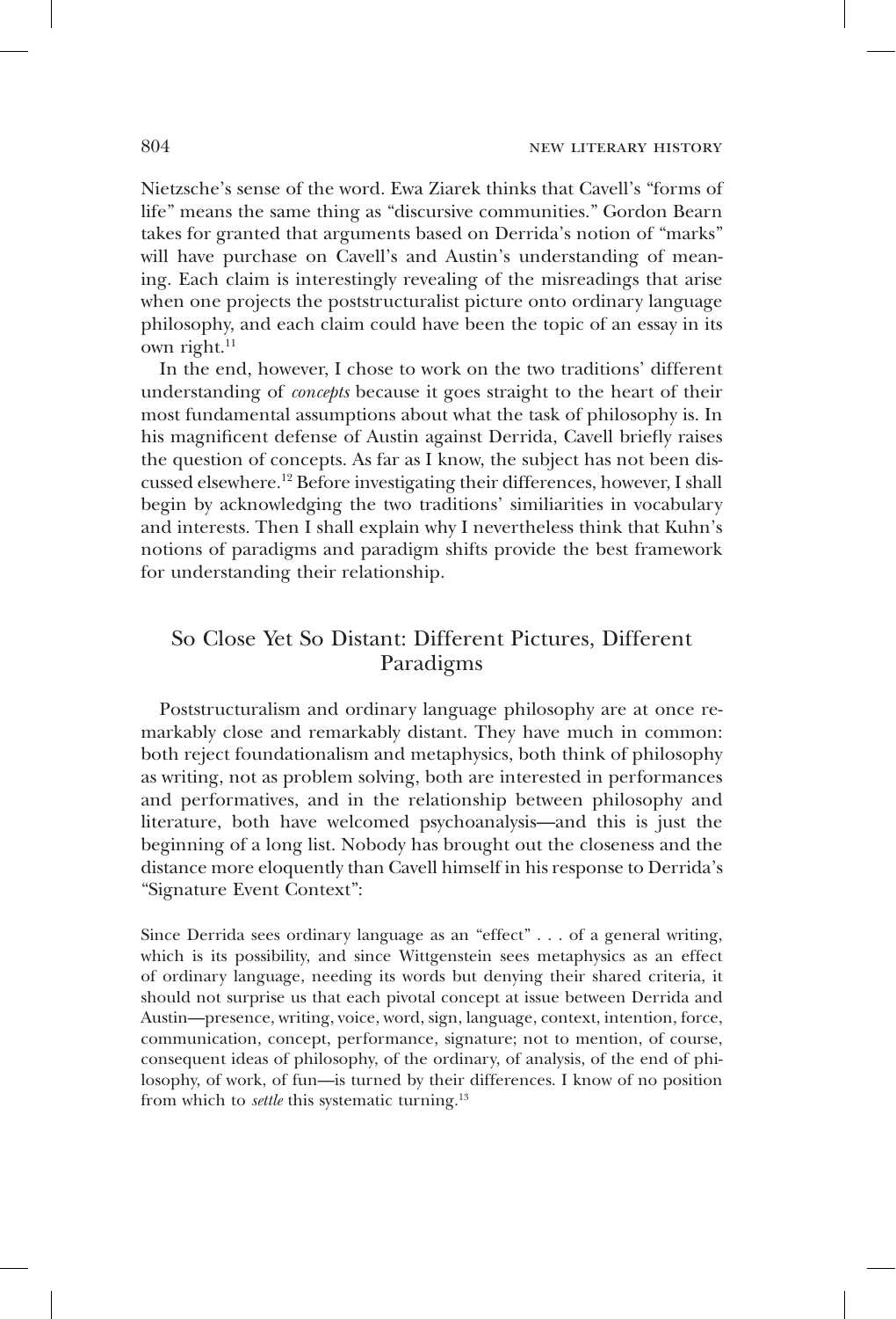Nietzsche's sense of the word. Ewa Ziarek thinks that Cavell's "forms of life" means the same thing as "discursive communities." Gordon Bearn takes for granted that arguments based on Derrida's notion of "marks" will have purchase on Cavell's and Austin's understanding of meaning. Each claim is interestingly revealing of the misreadings that arise when one projects the poststructuralist picture onto ordinary language philosophy, and each claim could have been the topic of an essay in its own right.[11]

In the end, however, I chose to work on the two traditions' different understanding of *concepts* because it goes straight to the heart of their most fundamental assumptions about what the task of philosophy is. In his magnificent defense of Austin against Derrida, Cavell briefly raises the question of concepts. As far as I know, the subject has not been discussed elsewhere.[12] Before investigating their differences, however, I shall begin by acknowledging the two traditions' similiarities in vocabulary and interests. Then I shall explain why I nevertheless think that Kuhn's notions of paradigms and paradigm shifts provide the best framework for understanding their relationship.

## So Close Yet So Distant: Different Pictures, Different Paradigms

Poststructuralism and ordinary language philosophy are at once remarkably close and remarkably distant. They have much in common: both reject foundationalism and metaphysics, both think of philosophy as writing, not as problem solving, both are interested in performances and performatives, and in the relationship between philosophy and literature, both have welcomed psychoanalysis—and this is just the beginning of a long list. Nobody has brought out the closeness and the distance more eloquently than Cavell himself in his response to Derrida's "Signature Event Context":

> Since Derrida sees ordinary language as an "effect" . . . of a general writing, which is its possibility, and since Wittgenstein sees metaphysics as an effect of ordinary language, needing its words but denying their shared criteria, it should not surprise us that each pivotal concept at issue between Derrida and Austin—presence, writing, voice, word, sign, language, context, intention, force, communication, concept, performance, signature; not to mention, of course, consequent ideas of philosophy, of the ordinary, of analysis, of the end of philosophy, of work, of fun—is turned by their differences. I know of no position from which to *settle* this systematic turning.[13]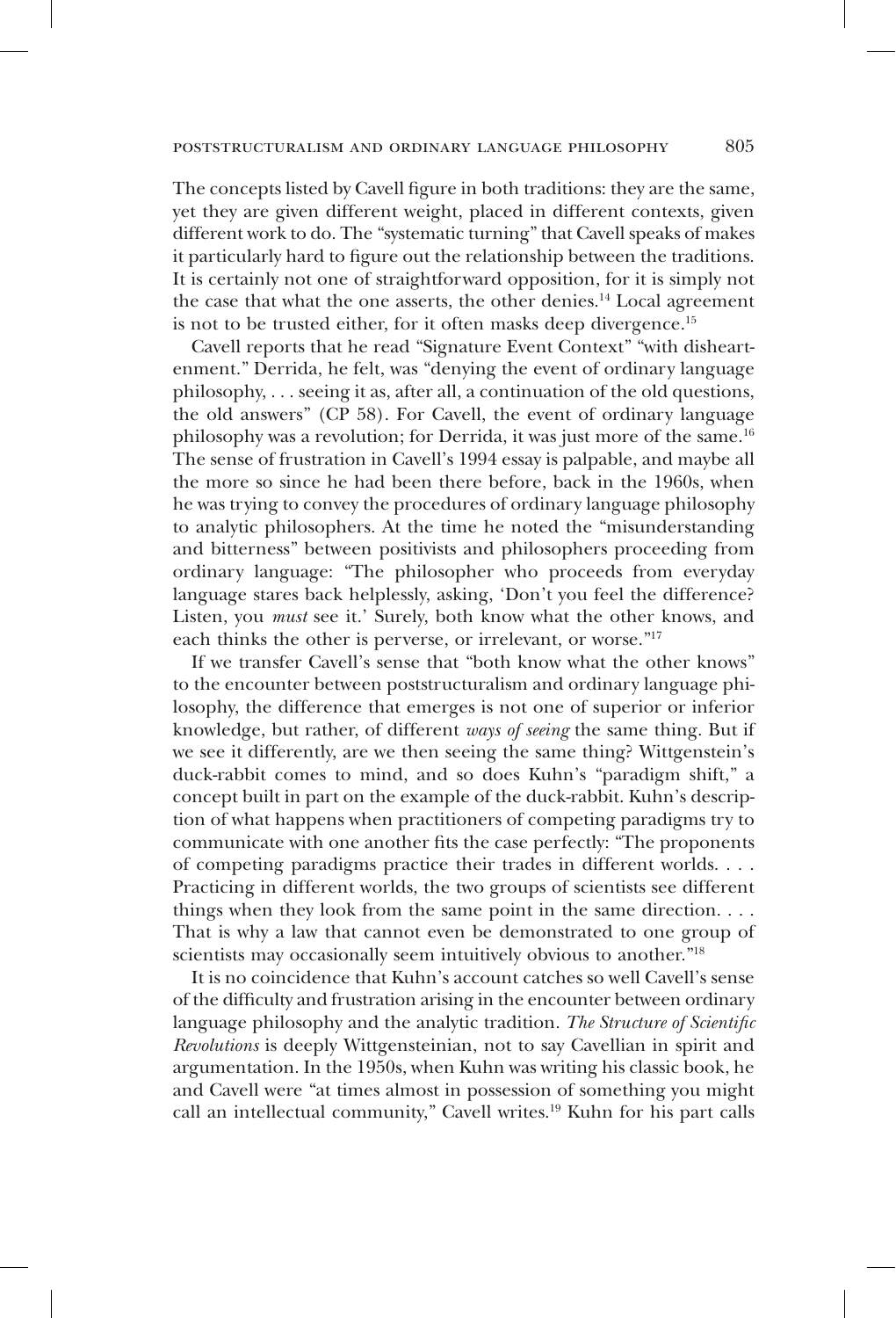The concepts listed by Cavell figure in both traditions: they are the same, yet they are given different weight, placed in different contexts, given different work to do. The "systematic turning" that Cavell speaks of makes it particularly hard to figure out the relationship between the traditions. It is certainly not one of straightforward opposition, for it is simply not the case that what the one asserts, the other denies.[14] Local agreement is not to be trusted either, for it often masks deep divergence.[15]

Cavell reports that he read "Signature Event Context" "with disheartenment." Derrida, he felt, was "denying the event of ordinary language philosophy, . . . seeing it as, after all, a continuation of the old questions, the old answers" (CP 58). For Cavell, the event of ordinary language philosophy was a revolution; for Derrida, it was just more of the same.[16] The sense of frustration in Cavell's 1994 essay is palpable, and maybe all the more so since he had been there before, back in the 1960s, when he was trying to convey the procedures of ordinary language philosophy to analytic philosophers. At the time he noted the "misunderstanding and bitterness" between positivists and philosophers proceeding from ordinary language: "The philosopher who proceeds from everyday language stares back helplessly, asking, 'Don't you feel the difference? Listen, you *must* see it.' Surely, both know what the other knows, and each thinks the other is perverse, or irrelevant, or worse."[17]

If we transfer Cavell's sense that "both know what the other knows" to the encounter between poststructuralism and ordinary language philosophy, the difference that emerges is not one of superior or inferior knowledge, but rather, of different *ways of seeing* the same thing. But if we see it differently, are we then seeing the same thing? Wittgenstein's duck-rabbit comes to mind, and so does Kuhn's "paradigm shift," a concept built in part on the example of the duck-rabbit. Kuhn's description of what happens when practitioners of competing paradigms try to communicate with one another fits the case perfectly: "The proponents of competing paradigms practice their trades in different worlds. . . . Practicing in different worlds, the two groups of scientists see different things when they look from the same point in the same direction. . . . That is why a law that cannot even be demonstrated to one group of scientists may occasionally seem intuitively obvious to another."[18]

It is no coincidence that Kuhn's account catches so well Cavell's sense of the difficulty and frustration arising in the encounter between ordinary language philosophy and the analytic tradition. *The Structure of Scientific Revolutions* is deeply Wittgensteinian, not to say Cavellian in spirit and argumentation. In the 1950s, when Kuhn was writing his classic book, he and Cavell were "at times almost in possession of something you might call an intellectual community," Cavell writes.[19] Kuhn for his part calls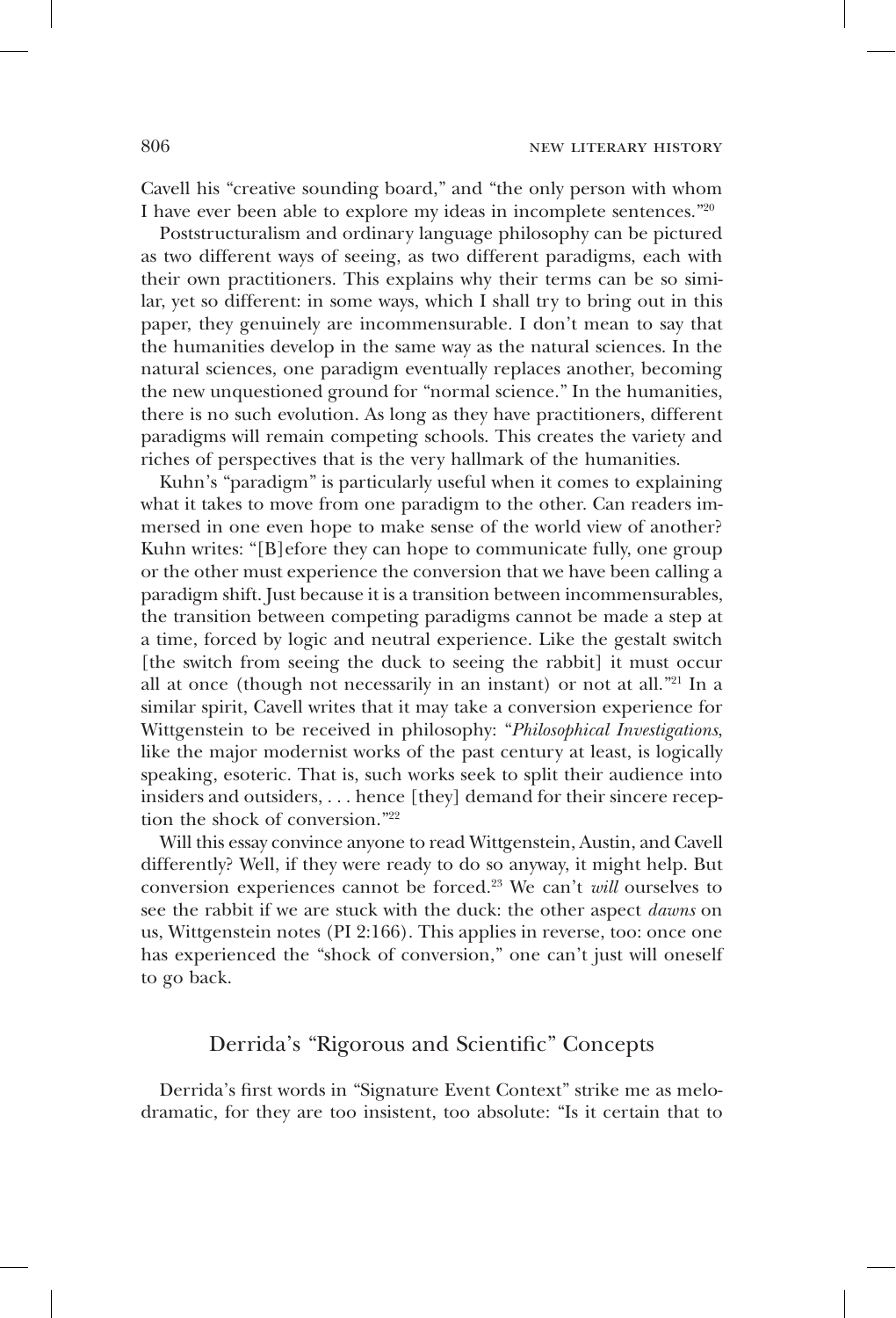Cavell his "creative sounding board," and "the only person with whom I have ever been able to explore my ideas in incomplete sentences."[20]

Poststructuralism and ordinary language philosophy can be pictured as two different ways of seeing, as two different paradigms, each with their own practitioners. This explains why their terms can be so similar, yet so different: in some ways, which I shall try to bring out in this paper, they genuinely are incommensurable. I don't mean to say that the humanities develop in the same way as the natural sciences. In the natural sciences, one paradigm eventually replaces another, becoming the new unquestioned ground for "normal science." In the humanities, there is no such evolution. As long as they have practitioners, different paradigms will remain competing schools. This creates the variety and riches of perspectives that is the very hallmark of the humanities.

Kuhn's "paradigm" is particularly useful when it comes to explaining what it takes to move from one paradigm to the other. Can readers immersed in one even hope to make sense of the world view of another? Kuhn writes: "[B]efore they can hope to communicate fully, one group or the other must experience the conversion that we have been calling a paradigm shift. Just because it is a transition between incommensurables, the transition between competing paradigms cannot be made a step at a time, forced by logic and neutral experience. Like the gestalt switch [the switch from seeing the duck to seeing the rabbit] it must occur all at once (though not necessarily in an instant) or not at all."[21] In a similar spirit, Cavell writes that it may take a conversion experience for Wittgenstein to be received in philosophy: "*Philosophical Investigations*, like the major modernist works of the past century at least, is logically speaking, esoteric. That is, such works seek to split their audience into insiders and outsiders, . . . hence [they] demand for their sincere reception the shock of conversion."[22]

Will this essay convince anyone to read Wittgenstein, Austin, and Cavell differently? Well, if they were ready to do so anyway, it might help. But conversion experiences cannot be forced.[23] We can't *will* ourselves to see the rabbit if we are stuck with the duck: the other aspect *dawns* on us, Wittgenstein notes (PI 2:166). This applies in reverse, too: once one has experienced the "shock of conversion," one can't just will oneself to go back.

## Derrida's "Rigorous and Scientific" Concepts

Derrida's first words in "Signature Event Context" strike me as melodramatic, for they are too insistent, too absolute: "Is it certain that to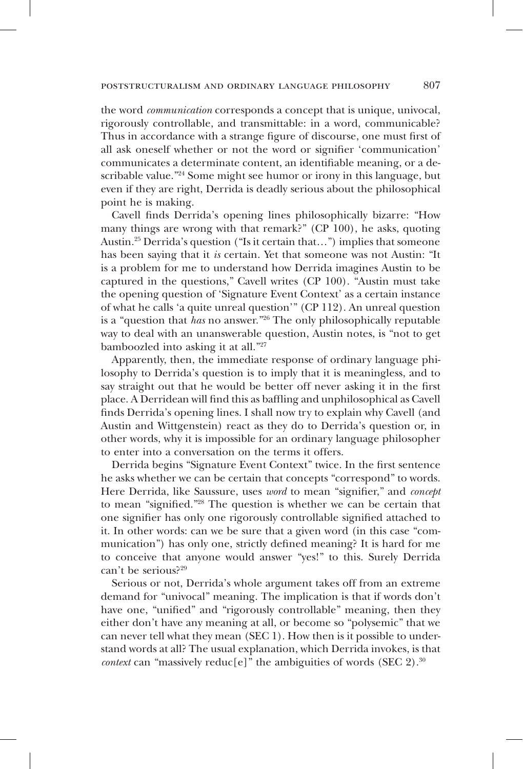the word *communication* corresponds a concept that is unique, univocal, rigorously controllable, and transmittable: in a word, communicable? Thus in accordance with a strange figure of discourse, one must first of all ask oneself whether or not the word or signifier 'communication' communicates a determinate content, an identifiable meaning, or a describable value."[24] Some might see humor or irony in this language, but even if they are right, Derrida is deadly serious about the philosophical point he is making.

Cavell finds Derrida's opening lines philosophically bizarre: "How many things are wrong with that remark?" (CP 100), he asks, quoting Austin.[25] Derrida's question ("Is it certain that…") implies that someone has been saying that it *is* certain. Yet that someone was not Austin: "It is a problem for me to understand how Derrida imagines Austin to be captured in the questions," Cavell writes (CP 100). "Austin must take the opening question of 'Signature Event Context' as a certain instance of what he calls 'a quite unreal question'" (CP 112). An unreal question is a "question that *has* no answer."[26] The only philosophically reputable way to deal with an unanswerable question, Austin notes, is "not to get bamboozled into asking it at all."[27]

Apparently, then, the immediate response of ordinary language philosophy to Derrida's question is to imply that it is meaningless, and to say straight out that he would be better off never asking it in the first place. A Derridean will find this as baffling and unphilosophical as Cavell finds Derrida's opening lines. I shall now try to explain why Cavell (and Austin and Wittgenstein) react as they do to Derrida's question or, in other words, why it is impossible for an ordinary language philosopher to enter into a conversation on the terms it offers.

Derrida begins "Signature Event Context" twice. In the first sentence he asks whether we can be certain that concepts "correspond" to words. Here Derrida, like Saussure, uses *word* to mean "signifier," and *concept* to mean "signified."[28] The question is whether we can be certain that one signifier has only one rigorously controllable signified attached to it. In other words: can we be sure that a given word (in this case "communication") has only one, strictly defined meaning? It is hard for me to conceive that anyone would answer "yes!" to this. Surely Derrida can't be serious?[29]

Serious or not, Derrida's whole argument takes off from an extreme demand for "univocal" meaning. The implication is that if words don't have one, "unified" and "rigorously controllable" meaning, then they either don't have any meaning at all, or become so "polysemic" that we can never tell what they mean (SEC 1). How then is it possible to understand words at all? The usual explanation, which Derrida invokes, is that *context* can "massively reduc[e]" the ambiguities of words (SEC 2).[30]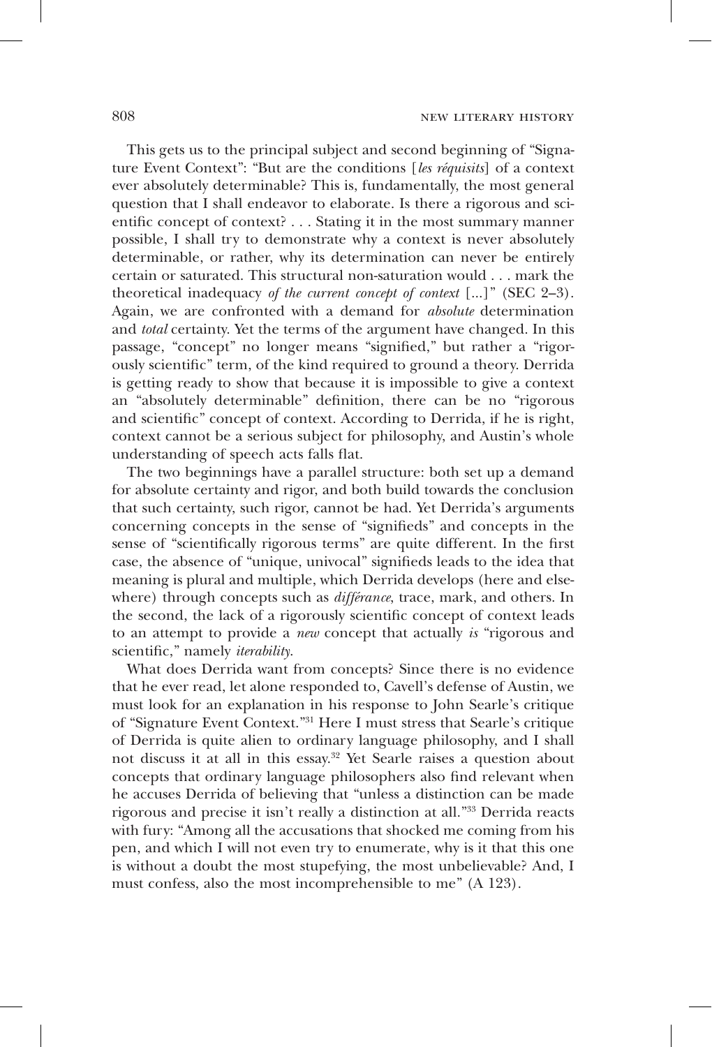This gets us to the principal subject and second beginning of "Signature Event Context": "But are the conditions [*les réquisits*] of a context ever absolutely determinable? This is, fundamentally, the most general question that I shall endeavor to elaborate. Is there a rigorous and scientific concept of context? . . . Stating it in the most summary manner possible, I shall try to demonstrate why a context is never absolutely determinable, or rather, why its determination can never be entirely certain or saturated. This structural non-saturation would . . . mark the theoretical inadequacy *of the current concept of context* [...]" (SEC 2–3). Again, we are confronted with a demand for *absolute* determination and *total* certainty. Yet the terms of the argument have changed. In this passage, "concept" no longer means "signified," but rather a "rigorously scientific" term, of the kind required to ground a theory. Derrida is getting ready to show that because it is impossible to give a context an "absolutely determinable" definition, there can be no "rigorous and scientific" concept of context. According to Derrida, if he is right, context cannot be a serious subject for philosophy, and Austin's whole understanding of speech acts falls flat.

The two beginnings have a parallel structure: both set up a demand for absolute certainty and rigor, and both build towards the conclusion that such certainty, such rigor, cannot be had. Yet Derrida's arguments concerning concepts in the sense of "signifieds" and concepts in the sense of "scientifically rigorous terms" are quite different. In the first case, the absence of "unique, univocal" signifieds leads to the idea that meaning is plural and multiple, which Derrida develops (here and elsewhere) through concepts such as *différance*, trace, mark, and others. In the second, the lack of a rigorously scientific concept of context leads to an attempt to provide a *new* concept that actually *is* "rigorous and scientific," namely *iterability*.

What does Derrida want from concepts? Since there is no evidence that he ever read, let alone responded to, Cavell's defense of Austin, we must look for an explanation in his response to John Searle's critique of "Signature Event Context."[31] Here I must stress that Searle's critique of Derrida is quite alien to ordinary language philosophy, and I shall not discuss it at all in this essay.[32] Yet Searle raises a question about concepts that ordinary language philosophers also find relevant when he accuses Derrida of believing that "unless a distinction can be made rigorous and precise it isn't really a distinction at all."[33] Derrida reacts with fury: "Among all the accusations that shocked me coming from his pen, and which I will not even try to enumerate, why is it that this one is without a doubt the most stupefying, the most unbelievable? And, I must confess, also the most incomprehensible to me" (A 123).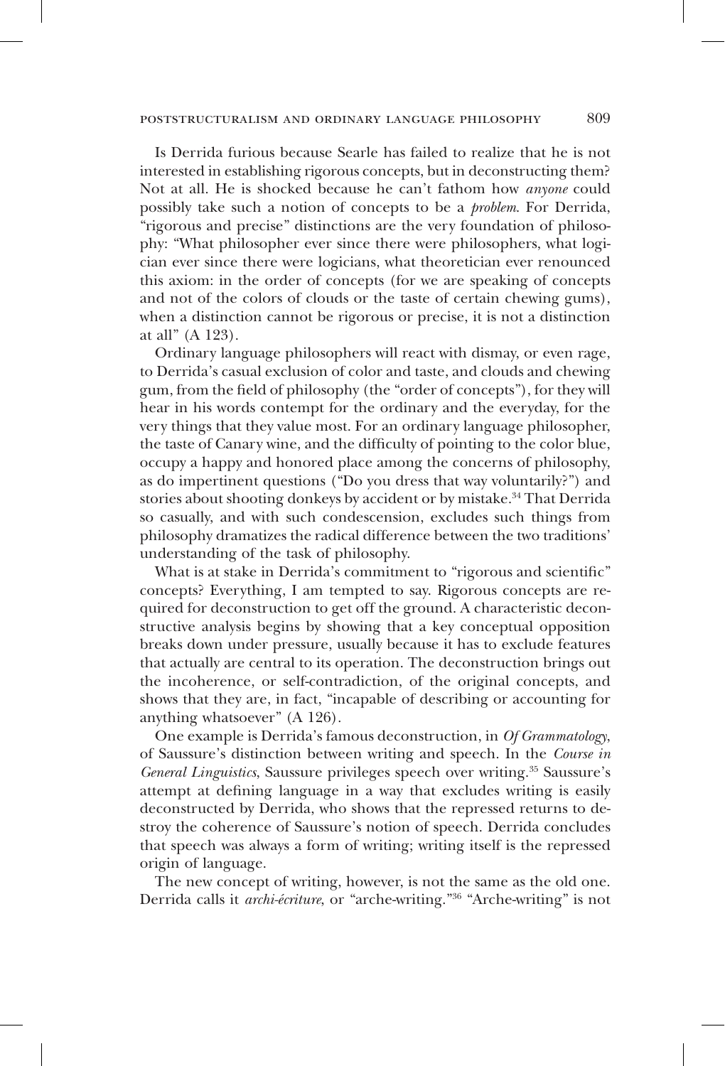Is Derrida furious because Searle has failed to realize that he is not interested in establishing rigorous concepts, but in deconstructing them? Not at all. He is shocked because he can't fathom how *anyone* could possibly take such a notion of concepts to be a *problem*. For Derrida, "rigorous and precise" distinctions are the very foundation of philosophy: "What philosopher ever since there were philosophers, what logician ever since there were logicians, what theoretician ever renounced this axiom: in the order of concepts (for we are speaking of concepts and not of the colors of clouds or the taste of certain chewing gums), when a distinction cannot be rigorous or precise, it is not a distinction at all" (A 123).

Ordinary language philosophers will react with dismay, or even rage, to Derrida's casual exclusion of color and taste, and clouds and chewing gum, from the field of philosophy (the "order of concepts"), for they will hear in his words contempt for the ordinary and the everyday, for the very things that they value most. For an ordinary language philosopher, the taste of Canary wine, and the difficulty of pointing to the color blue, occupy a happy and honored place among the concerns of philosophy, as do impertinent questions ("Do you dress that way voluntarily?") and stories about shooting donkeys by accident or by mistake.[34] That Derrida so casually, and with such condescension, excludes such things from philosophy dramatizes the radical difference between the two traditions' understanding of the task of philosophy.

What is at stake in Derrida's commitment to "rigorous and scientific" concepts? Everything, I am tempted to say. Rigorous concepts are required for deconstruction to get off the ground. A characteristic deconstructive analysis begins by showing that a key conceptual opposition breaks down under pressure, usually because it has to exclude features that actually are central to its operation. The deconstruction brings out the incoherence, or self-contradiction, of the original concepts, and shows that they are, in fact, "incapable of describing or accounting for anything whatsoever" (A 126).

One example is Derrida's famous deconstruction, in *Of Grammatology*, of Saussure's distinction between writing and speech. In the *Course in General Linguistics*, Saussure privileges speech over writing.[35] Saussure's attempt at defining language in a way that excludes writing is easily deconstructed by Derrida, who shows that the repressed returns to destroy the coherence of Saussure's notion of speech. Derrida concludes that speech was always a form of writing; writing itself is the repressed origin of language.

The new concept of writing, however, is not the same as the old one. Derrida calls it *archi-écriture*, or "arche-writing."[36] "Arche-writing" is not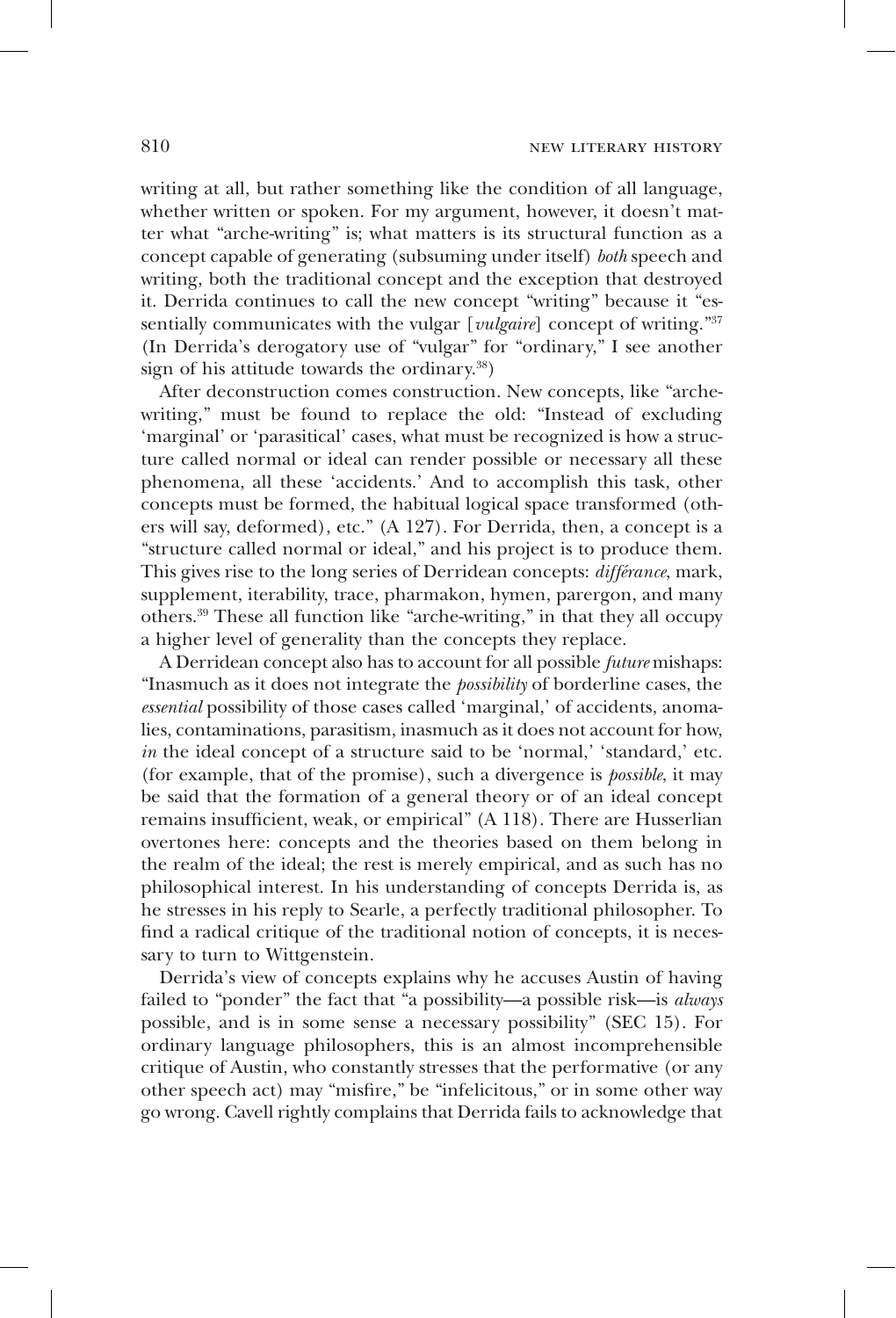writing at all, but rather something like the condition of all language, whether written or spoken. For my argument, however, it doesn't matter what "arche-writing" is; what matters is its structural function as a concept capable of generating (subsuming under itself) *both* speech and writing, both the traditional concept and the exception that destroyed it. Derrida continues to call the new concept "writing" because it "essentially communicates with the vulgar [*vulgaire*] concept of writing."[37] (In Derrida's derogatory use of "vulgar" for "ordinary," I see another sign of his attitude towards the ordinary.[38])

After deconstruction comes construction. New concepts, like "arche-writing," must be found to replace the old: "Instead of excluding 'marginal' or 'parasitical' cases, what must be recognized is how a structure called normal or ideal can render possible or necessary all these phenomena, all these 'accidents.' And to accomplish this task, other concepts must be formed, the habitual logical space transformed (others will say, deformed), etc." (A 127). For Derrida, then, a concept is a "structure called normal or ideal," and his project is to produce them. This gives rise to the long series of Derridean concepts: *différance*, mark, supplement, iterability, trace, pharmakon, hymen, parergon, and many others.[39] These all function like "arche-writing," in that they all occupy a higher level of generality than the concepts they replace.

A Derridean concept also has to account for all possible *future* mishaps: "Inasmuch as it does not integrate the *possibility* of borderline cases, the *essential* possibility of those cases called 'marginal,' of accidents, anomalies, contaminations, parasitism, inasmuch as it does not account for how, *in* the ideal concept of a structure said to be 'normal,' 'standard,' etc. (for example, that of the promise), such a divergence is *possible*, it may be said that the formation of a general theory or of an ideal concept remains insufficient, weak, or empirical" (A 118). There are Husserlian overtones here: concepts and the theories based on them belong in the realm of the ideal; the rest is merely empirical, and as such has no philosophical interest. In his understanding of concepts Derrida is, as he stresses in his reply to Searle, a perfectly traditional philosopher. To find a radical critique of the traditional notion of concepts, it is necessary to turn to Wittgenstein.

Derrida's view of concepts explains why he accuses Austin of having failed to "ponder" the fact that "a possibility—a possible risk—is *always* possible, and is in some sense a necessary possibility" (SEC 15). For ordinary language philosophers, this is an almost incomprehensible critique of Austin, who constantly stresses that the performative (or any other speech act) may "misfire," be "infelicitous," or in some other way go wrong. Cavell rightly complains that Derrida fails to acknowledge that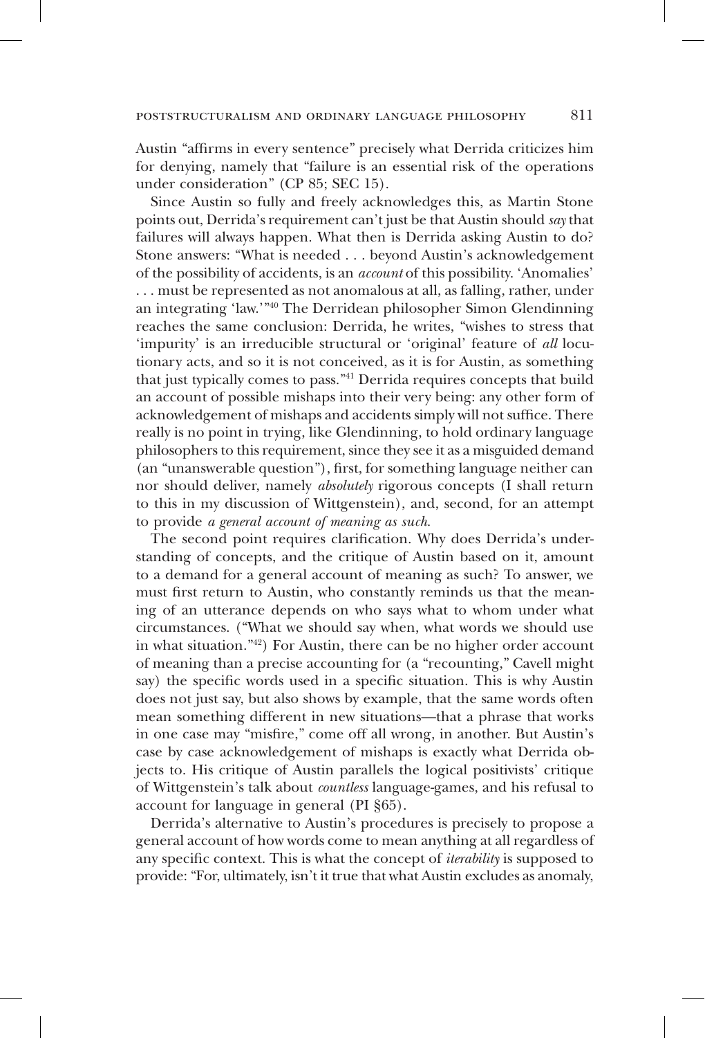Austin "affirms in every sentence" precisely what Derrida criticizes him for denying, namely that "failure is an essential risk of the operations under consideration" (CP 85; SEC 15).

Since Austin so fully and freely acknowledges this, as Martin Stone points out, Derrida's requirement can't just be that Austin should *say* that failures will always happen. What then is Derrida asking Austin to do? Stone answers: "What is needed . . . beyond Austin's acknowledgement of the possibility of accidents, is an *account* of this possibility. 'Anomalies' . . . must be represented as not anomalous at all, as falling, rather, under an integrating 'law.'"[40] The Derridean philosopher Simon Glendinning reaches the same conclusion: Derrida, he writes, "wishes to stress that 'impurity' is an irreducible structural or 'original' feature of *all* locutionary acts, and so it is not conceived, as it is for Austin, as something that just typically comes to pass."[41] Derrida requires concepts that build an account of possible mishaps into their very being: any other form of acknowledgement of mishaps and accidents simply will not suffice. There really is no point in trying, like Glendinning, to hold ordinary language philosophers to this requirement, since they see it as a misguided demand (an "unanswerable question"), first, for something language neither can nor should deliver, namely *absolutely* rigorous concepts (I shall return to this in my discussion of Wittgenstein), and, second, for an attempt to provide *a general account of meaning as such*.

The second point requires clarification. Why does Derrida's understanding of concepts, and the critique of Austin based on it, amount to a demand for a general account of meaning as such? To answer, we must first return to Austin, who constantly reminds us that the meaning of an utterance depends on who says what to whom under what circumstances. ("What we should say when, what words we should use in what situation."[42]) For Austin, there can be no higher order account of meaning than a precise accounting for (a "recounting," Cavell might say) the specific words used in a specific situation. This is why Austin does not just say, but also shows by example, that the same words often mean something different in new situations—that a phrase that works in one case may "misfire," come off all wrong, in another. But Austin's case by case acknowledgement of mishaps is exactly what Derrida objects to. His critique of Austin parallels the logical positivists' critique of Wittgenstein's talk about *countless* language-games, and his refusal to account for language in general (PI §65).

Derrida's alternative to Austin's procedures is precisely to propose a general account of how words come to mean anything at all regardless of any specific context. This is what the concept of *iterability* is supposed to provide: "For, ultimately, isn't it true that what Austin excludes as anomaly,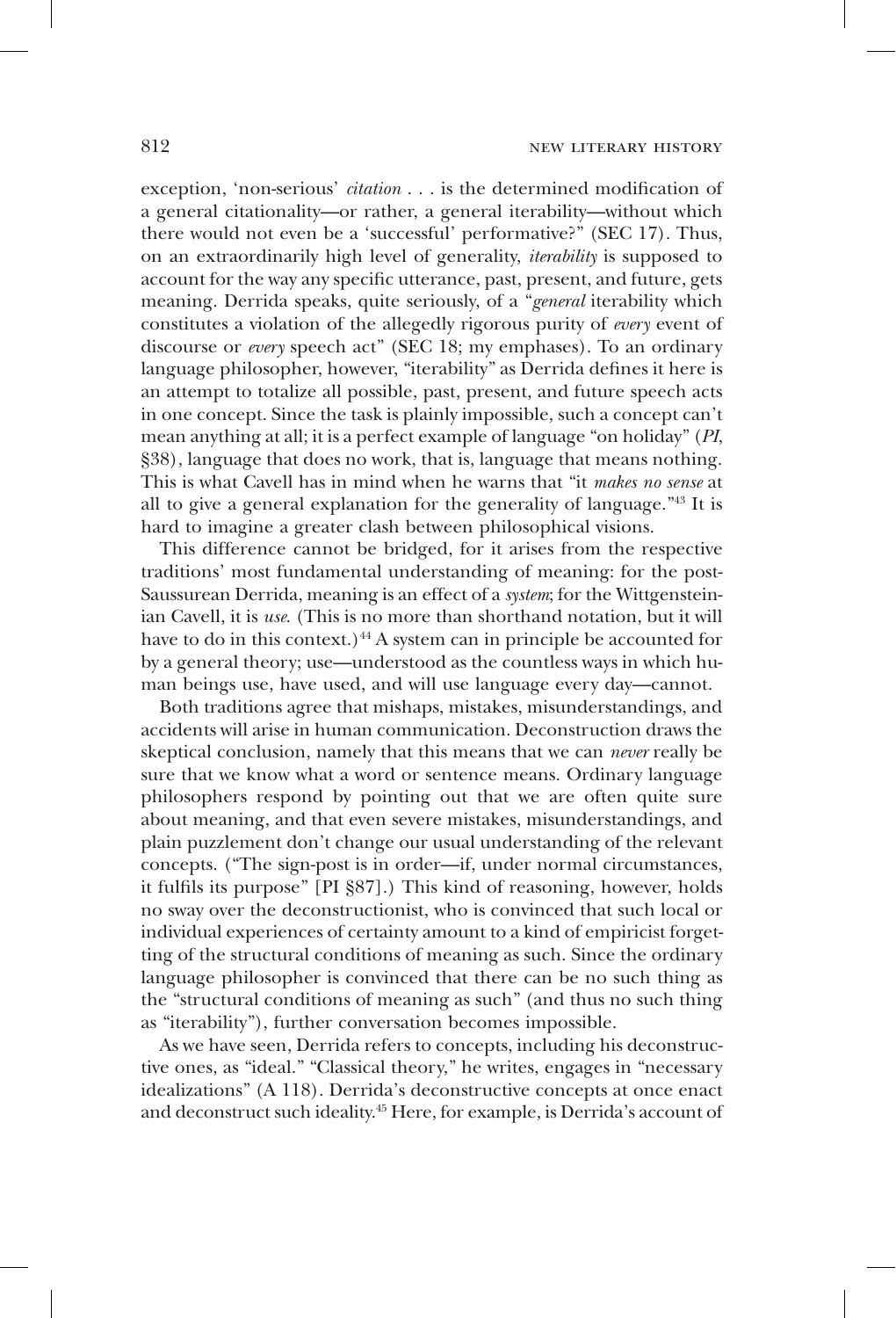exception, 'non-serious' *citation* . . . is the determined modification of a general citationality—or rather, a general iterability—without which there would not even be a 'successful' performative?" (SEC 17). Thus, on an extraordinarily high level of generality, *iterability* is supposed to account for the way any specific utterance, past, present, and future, gets meaning. Derrida speaks, quite seriously, of a "*general* iterability which constitutes a violation of the allegedly rigorous purity of *every* event of discourse or *every* speech act" (SEC 18; my emphases). To an ordinary language philosopher, however, "iterability" as Derrida defines it here is an attempt to totalize all possible, past, present, and future speech acts in one concept. Since the task is plainly impossible, such a concept can't mean anything at all; it is a perfect example of language "on holiday" (*PI*, §38), language that does no work, that is, language that means nothing. This is what Cavell has in mind when he warns that "it *makes no sense* at all to give a general explanation for the generality of language."[43] It is hard to imagine a greater clash between philosophical visions.

This difference cannot be bridged, for it arises from the respective traditions' most fundamental understanding of meaning: for the post-Saussurean Derrida, meaning is an effect of a *system*; for the Wittgensteinian Cavell, it is *use*. (This is no more than shorthand notation, but it will have to do in this context.)[44] A system can in principle be accounted for by a general theory; use—understood as the countless ways in which human beings use, have used, and will use language every day—cannot.

Both traditions agree that mishaps, mistakes, misunderstandings, and accidents will arise in human communication. Deconstruction draws the skeptical conclusion, namely that this means that we can *never* really be sure that we know what a word or sentence means. Ordinary language philosophers respond by pointing out that we are often quite sure about meaning, and that even severe mistakes, misunderstandings, and plain puzzlement don't change our usual understanding of the relevant concepts. ("The sign-post is in order—if, under normal circumstances, it fulfils its purpose" [PI §87].) This kind of reasoning, however, holds no sway over the deconstructionist, who is convinced that such local or individual experiences of certainty amount to a kind of empiricist forgetting of the structural conditions of meaning as such. Since the ordinary language philosopher is convinced that there can be no such thing as the "structural conditions of meaning as such" (and thus no such thing as "iterability"), further conversation becomes impossible.

As we have seen, Derrida refers to concepts, including his deconstructive ones, as "ideal." "Classical theory," he writes, engages in "necessary idealizations" (A 118). Derrida's deconstructive concepts at once enact and deconstruct such ideality.[45] Here, for example, is Derrida's account of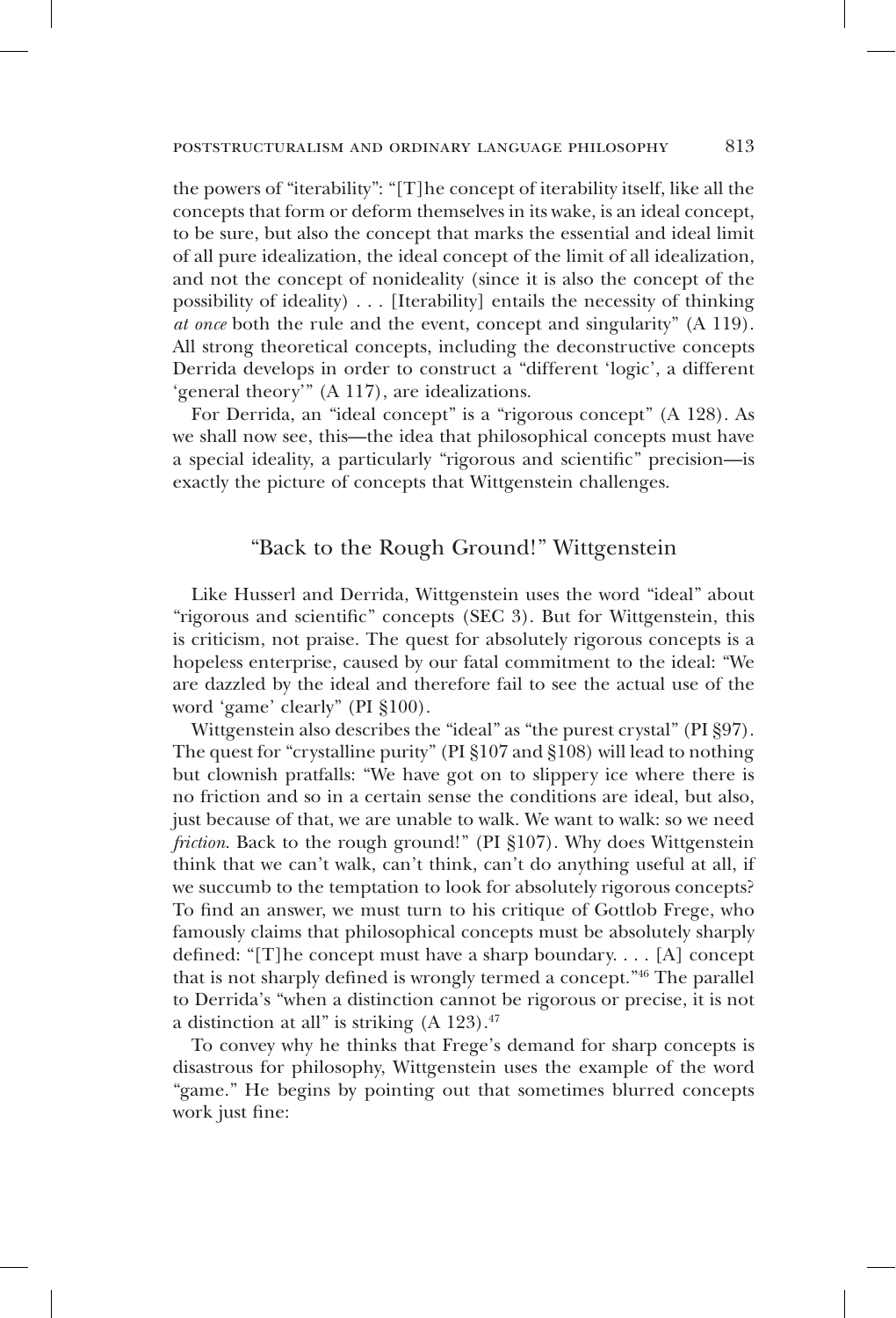the powers of "iterability": "[T]he concept of iterability itself, like all the concepts that form or deform themselves in its wake, is an ideal concept, to be sure, but also the concept that marks the essential and ideal limit of all pure idealization, the ideal concept of the limit of all idealization, and not the concept of nonideality (since it is also the concept of the possibility of ideality) . . . [Iterability] entails the necessity of thinking *at once* both the rule and the event, concept and singularity" (A 119). All strong theoretical concepts, including the deconstructive concepts Derrida develops in order to construct a "different 'logic', a different 'general theory'" (A 117), are idealizations.

For Derrida, an "ideal concept" is a "rigorous concept" (A 128). As we shall now see, this—the idea that philosophical concepts must have a special ideality, a particularly "rigorous and scientific" precision—is exactly the picture of concepts that Wittgenstein challenges.

## "Back to the Rough Ground!" Wittgenstein

Like Husserl and Derrida, Wittgenstein uses the word "ideal" about "rigorous and scientific" concepts (SEC 3). But for Wittgenstein, this is criticism, not praise. The quest for absolutely rigorous concepts is a hopeless enterprise, caused by our fatal commitment to the ideal: "We are dazzled by the ideal and therefore fail to see the actual use of the word 'game' clearly" (PI §100).

Wittgenstein also describes the "ideal" as "the purest crystal" (PI §97). The quest for "crystalline purity" (PI §107 and §108) will lead to nothing but clownish pratfalls: "We have got on to slippery ice where there is no friction and so in a certain sense the conditions are ideal, but also, just because of that, we are unable to walk. We want to walk: so we need *friction*. Back to the rough ground!" (PI §107). Why does Wittgenstein think that we can't walk, can't think, can't do anything useful at all, if we succumb to the temptation to look for absolutely rigorous concepts? To find an answer, we must turn to his critique of Gottlob Frege, who famously claims that philosophical concepts must be absolutely sharply defined: "[T]he concept must have a sharp boundary. . . . [A] concept that is not sharply defined is wrongly termed a concept."[46] The parallel to Derrida's "when a distinction cannot be rigorous or precise, it is not a distinction at all" is striking (A 123).[47]

To convey why he thinks that Frege's demand for sharp concepts is disastrous for philosophy, Wittgenstein uses the example of the word "game." He begins by pointing out that sometimes blurred concepts work just fine: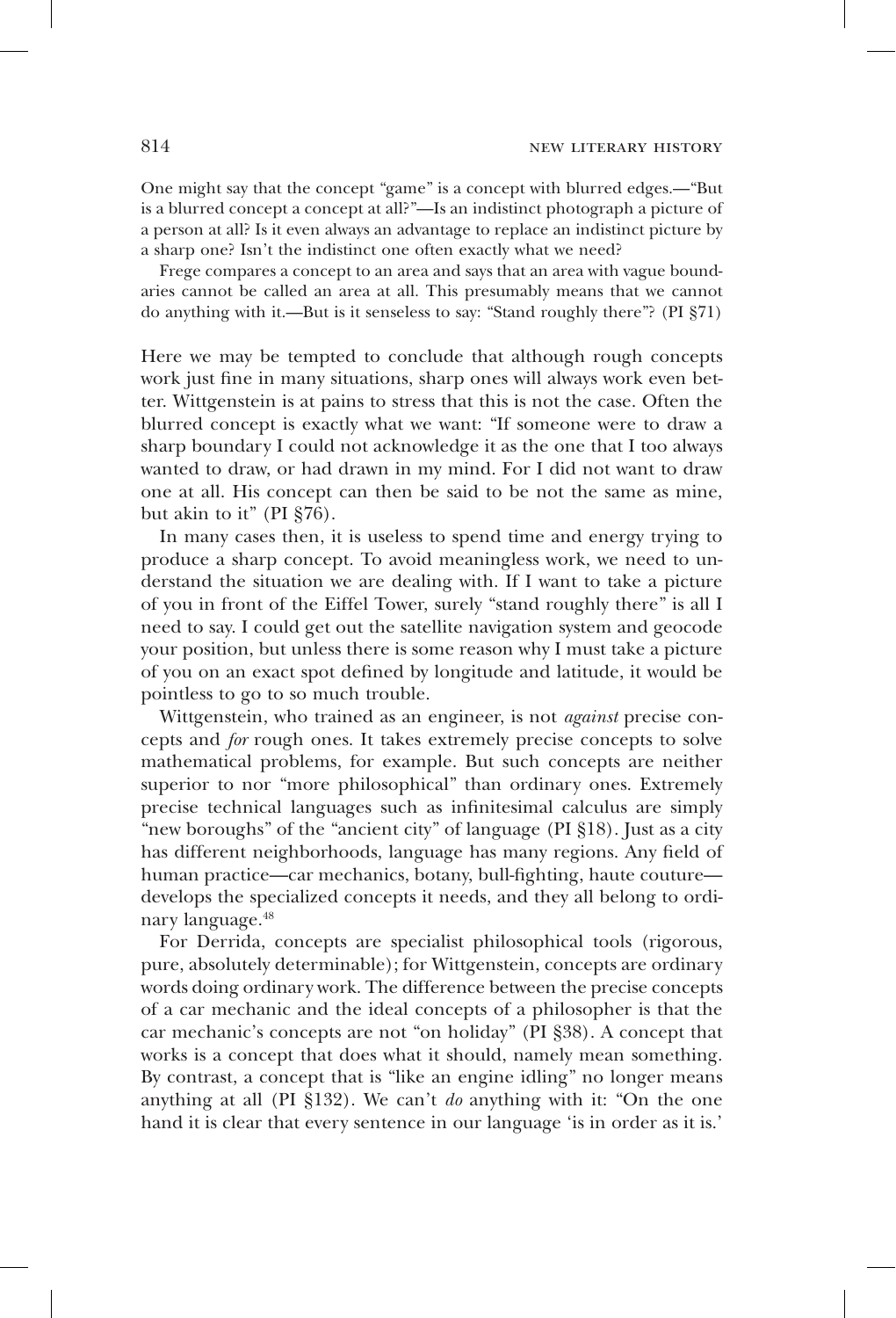> One might say that the concept "game" is a concept with blurred edges.—"But is a blurred concept a concept at all?"—Is an indistinct photograph a picture of a person at all? Is it even always an advantage to replace an indistinct picture by a sharp one? Isn't the indistinct one often exactly what we need?
>
> Frege compares a concept to an area and says that an area with vague boundaries cannot be called an area at all. This presumably means that we cannot do anything with it.—But is it senseless to say: "Stand roughly there"? (PI §71)

Here we may be tempted to conclude that although rough concepts work just fine in many situations, sharp ones will always work even better. Wittgenstein is at pains to stress that this is not the case. Often the blurred concept is exactly what we want: "If someone were to draw a sharp boundary I could not acknowledge it as the one that I too always wanted to draw, or had drawn in my mind. For I did not want to draw one at all. His concept can then be said to be not the same as mine, but akin to it" (PI §76).

In many cases then, it is useless to spend time and energy trying to produce a sharp concept. To avoid meaningless work, we need to understand the situation we are dealing with. If I want to take a picture of you in front of the Eiffel Tower, surely "stand roughly there" is all I need to say. I could get out the satellite navigation system and geocode your position, but unless there is some reason why I must take a picture of you on an exact spot defined by longitude and latitude, it would be pointless to go to so much trouble.

Wittgenstein, who trained as an engineer, is not *against* precise concepts and *for* rough ones. It takes extremely precise concepts to solve mathematical problems, for example. But such concepts are neither superior to nor "more philosophical" than ordinary ones. Extremely precise technical languages such as infinitesimal calculus are simply "new boroughs" of the "ancient city" of language (PI §18). Just as a city has different neighborhoods, language has many regions. Any field of human practice—car mechanics, botany, bull-fighting, haute couture—develops the specialized concepts it needs, and they all belong to ordinary language.[48]

For Derrida, concepts are specialist philosophical tools (rigorous, pure, absolutely determinable); for Wittgenstein, concepts are ordinary words doing ordinary work. The difference between the precise concepts of a car mechanic and the ideal concepts of a philosopher is that the car mechanic's concepts are not "on holiday" (PI §38). A concept that works is a concept that does what it should, namely mean something. By contrast, a concept that is "like an engine idling" no longer means anything at all (PI §132). We can't *do* anything with it: "On the one hand it is clear that every sentence in our language 'is in order as it is.'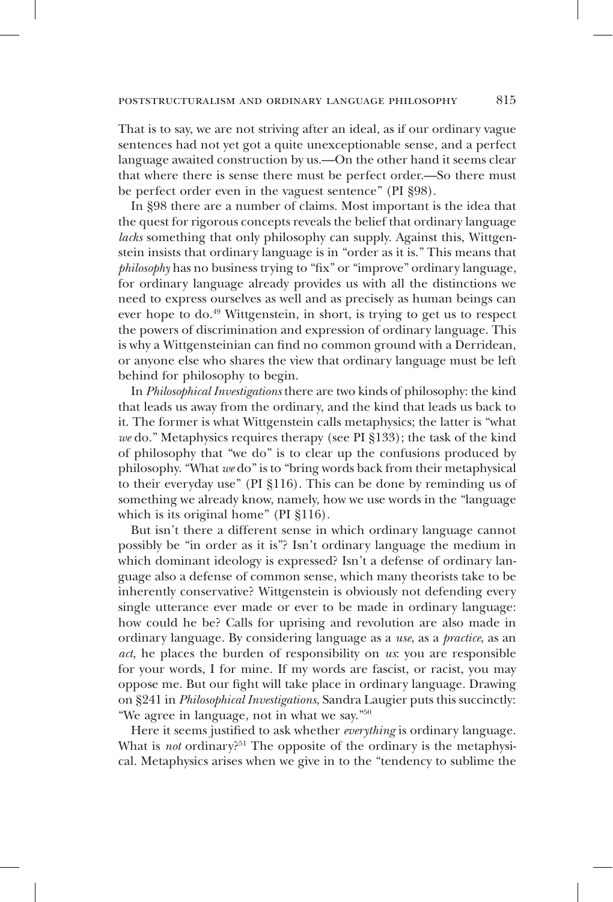That is to say, we are not striving after an ideal, as if our ordinary vague sentences had not yet got a quite unexceptionable sense, and a perfect language awaited construction by us.—On the other hand it seems clear that where there is sense there must be perfect order.—So there must be perfect order even in the vaguest sentence" (PI §98).

In §98 there are a number of claims. Most important is the idea that the quest for rigorous concepts reveals the belief that ordinary language *lacks* something that only philosophy can supply. Against this, Wittgenstein insists that ordinary language is in "order as it is." This means that *philosophy* has no business trying to "fix" or "improve" ordinary language, for ordinary language already provides us with all the distinctions we need to express ourselves as well and as precisely as human beings can ever hope to do.[49] Wittgenstein, in short, is trying to get us to respect the powers of discrimination and expression of ordinary language. This is why a Wittgensteinian can find no common ground with a Derridean, or anyone else who shares the view that ordinary language must be left behind for philosophy to begin.

In *Philosophical Investigations* there are two kinds of philosophy: the kind that leads us away from the ordinary, and the kind that leads us back to it. The former is what Wittgenstein calls metaphysics; the latter is "what *we* do." Metaphysics requires therapy (see PI §133); the task of the kind of philosophy that "we do" is to clear up the confusions produced by philosophy. "What *we* do" is to "bring words back from their metaphysical to their everyday use" (PI §116). This can be done by reminding us of something we already know, namely, how we use words in the "language which is its original home" (PI §116).

But isn't there a different sense in which ordinary language cannot possibly be "in order as it is"? Isn't ordinary language the medium in which dominant ideology is expressed? Isn't a defense of ordinary language also a defense of common sense, which many theorists take to be inherently conservative? Wittgenstein is obviously not defending every single utterance ever made or ever to be made in ordinary language: how could he be? Calls for uprising and revolution are also made in ordinary language. By considering language as a *use*, as a *practice*, as an *act*, he places the burden of responsibility on *us*: you are responsible for your words, I for mine. If my words are fascist, or racist, you may oppose me. But our fight will take place in ordinary language. Drawing on §241 in *Philosophical Investigations*, Sandra Laugier puts this succinctly: "We agree in language, not in what we say."[50]

Here it seems justified to ask whether *everything* is ordinary language. What is *not* ordinary?[51] The opposite of the ordinary is the metaphysical. Metaphysics arises when we give in to the "tendency to sublime the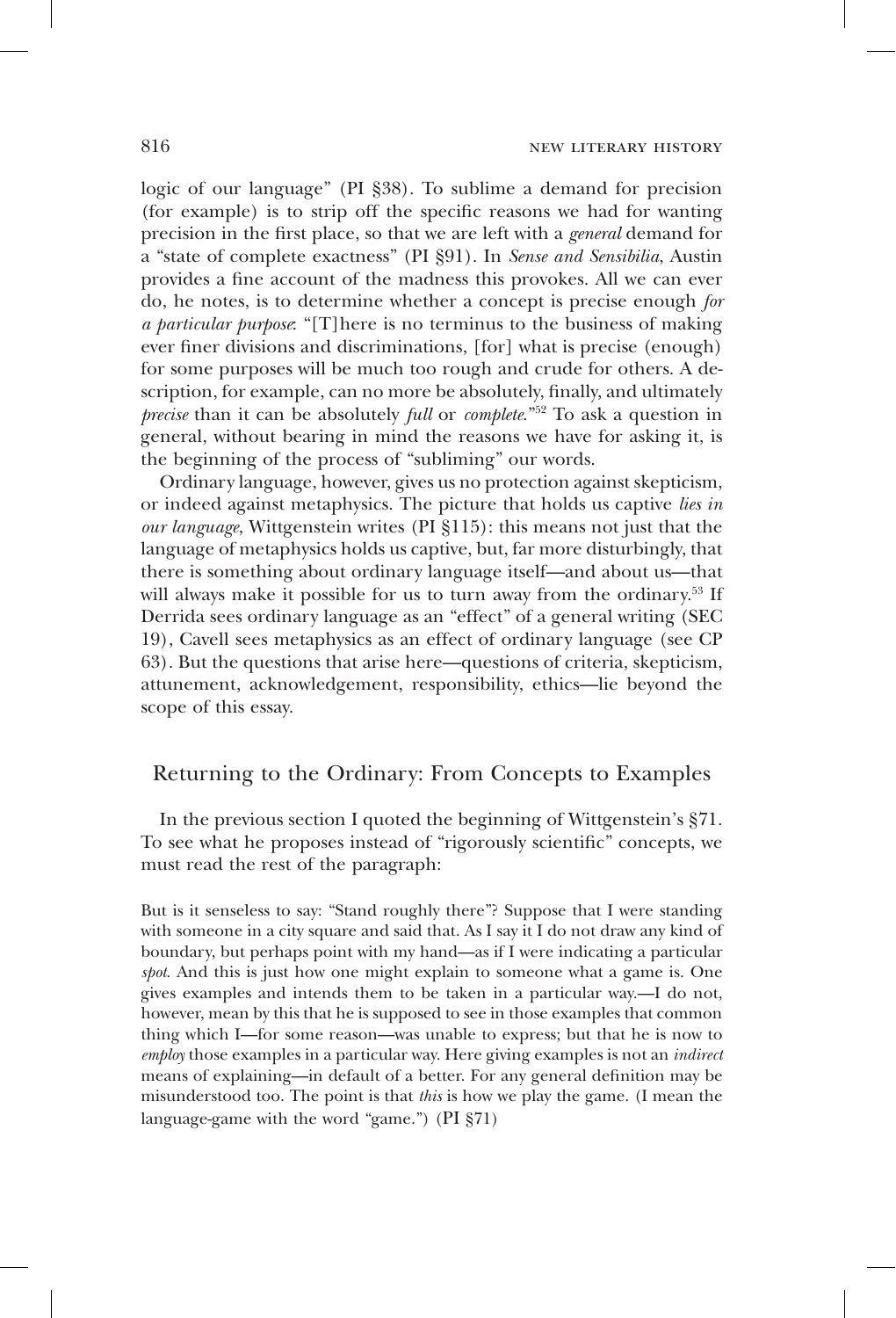logic of our language" (PI §38). To sublime a demand for precision (for example) is to strip off the specific reasons we had for wanting precision in the first place, so that we are left with a *general* demand for a "state of complete exactness" (PI §91). In *Sense and Sensibilia*, Austin provides a fine account of the madness this provokes. All we can ever do, he notes, is to determine whether a concept is precise enough *for a particular purpose*: "[T]here is no terminus to the business of making ever finer divisions and discriminations, [for] what is precise (enough) for some purposes will be much too rough and crude for others. A description, for example, can no more be absolutely, finally, and ultimately *precise* than it can be absolutely *full* or *complete*."[52] To ask a question in general, without bearing in mind the reasons we have for asking it, is the beginning of the process of "subliming" our words.

Ordinary language, however, gives us no protection against skepticism, or indeed against metaphysics. The picture that holds us captive *lies in our language*, Wittgenstein writes (PI §115): this means not just that the language of metaphysics holds us captive, but, far more disturbingly, that there is something about ordinary language itself—and about us—that will always make it possible for us to turn away from the ordinary.[53] If Derrida sees ordinary language as an "effect" of a general writing (SEC 19), Cavell sees metaphysics as an effect of ordinary language (see CP 63). But the questions that arise here—questions of criteria, skepticism, attunement, acknowledgement, responsibility, ethics—lie beyond the scope of this essay.

## Returning to the Ordinary: From Concepts to Examples

In the previous section I quoted the beginning of Wittgenstein's §71. To see what he proposes instead of "rigorously scientific" concepts, we must read the rest of the paragraph:

> But is it senseless to say: "Stand roughly there"? Suppose that I were standing with someone in a city square and said that. As I say it I do not draw any kind of boundary, but perhaps point with my hand—as if I were indicating a particular *spot*. And this is just how one might explain to someone what a game is. One gives examples and intends them to be taken in a particular way.—I do not, however, mean by this that he is supposed to see in those examples that common thing which I—for some reason—was unable to express; but that he is now to *employ* those examples in a particular way. Here giving examples is not an *indirect* means of explaining—in default of a better. For any general definition may be misunderstood too. The point is that *this* is how we play the game. (I mean the language-game with the word "game.") (PI §71)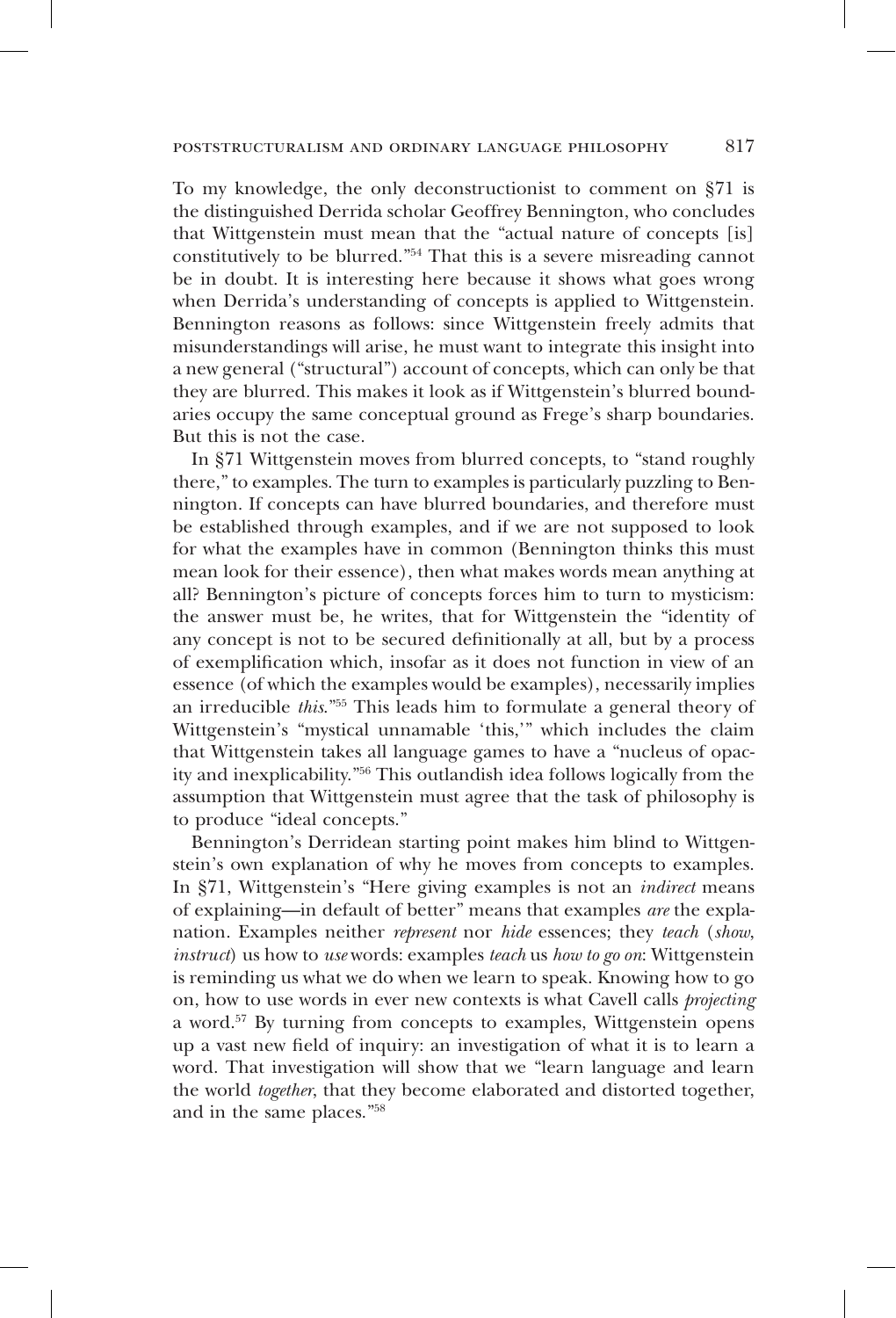To my knowledge, the only deconstructionist to comment on §71 is the distinguished Derrida scholar Geoffrey Bennington, who concludes that Wittgenstein must mean that the "actual nature of concepts [is] constitutively to be blurred."[54] That this is a severe misreading cannot be in doubt. It is interesting here because it shows what goes wrong when Derrida's understanding of concepts is applied to Wittgenstein. Bennington reasons as follows: since Wittgenstein freely admits that misunderstandings will arise, he must want to integrate this insight into a new general ("structural") account of concepts, which can only be that they are blurred. This makes it look as if Wittgenstein's blurred boundaries occupy the same conceptual ground as Frege's sharp boundaries. But this is not the case.

In §71 Wittgenstein moves from blurred concepts, to "stand roughly there," to examples. The turn to examples is particularly puzzling to Bennington. If concepts can have blurred boundaries, and therefore must be established through examples, and if we are not supposed to look for what the examples have in common (Bennington thinks this must mean look for their essence), then what makes words mean anything at all? Bennington's picture of concepts forces him to turn to mysticism: the answer must be, he writes, that for Wittgenstein the "identity of any concept is not to be secured definitionally at all, but by a process of exemplification which, insofar as it does not function in view of an essence (of which the examples would be examples), necessarily implies an irreducible *this*."[55] This leads him to formulate a general theory of Wittgenstein's "mystical unnamable 'this,'" which includes the claim that Wittgenstein takes all language games to have a "nucleus of opacity and inexplicability."[56] This outlandish idea follows logically from the assumption that Wittgenstein must agree that the task of philosophy is to produce "ideal concepts."

Bennington's Derridean starting point makes him blind to Wittgenstein's own explanation of why he moves from concepts to examples. In §71, Wittgenstein's "Here giving examples is not an *indirect* means of explaining—in default of better" means that examples *are* the explanation. Examples neither *represent* nor *hide* essences; they *teach* (*show*, *instruct*) us how to *use* words: examples *teach* us *how to go on*: Wittgenstein is reminding us what we do when we learn to speak. Knowing how to go on, how to use words in ever new contexts is what Cavell calls *projecting* a word.[57] By turning from concepts to examples, Wittgenstein opens up a vast new field of inquiry: an investigation of what it is to learn a word. That investigation will show that we "learn language and learn the world *together*, that they become elaborated and distorted together, and in the same places."[58]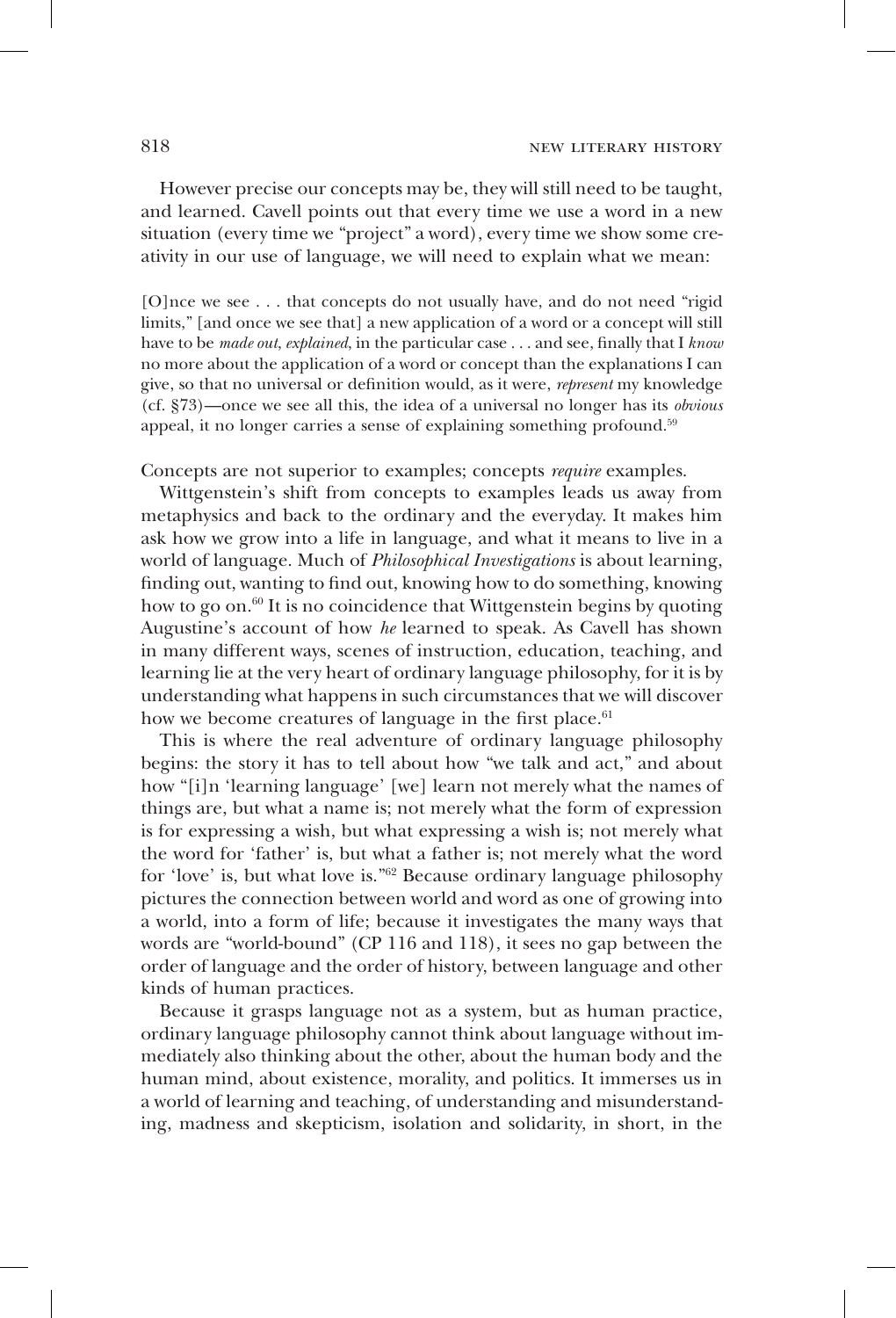However precise our concepts may be, they will still need to be taught, and learned. Cavell points out that every time we use a word in a new situation (every time we "project" a word), every time we show some creativity in our use of language, we will need to explain what we mean:

> [O]nce we see . . . that concepts do not usually have, and do not need "rigid limits," [and once we see that] a new application of a word or a concept will still have to be *made out*, *explained*, in the particular case . . . and see, finally that I *know* no more about the application of a word or concept than the explanations I can give, so that no universal or definition would, as it were, *represent* my knowledge (cf. §73)—once we see all this, the idea of a universal no longer has its *obvious* appeal, it no longer carries a sense of explaining something profound.[59]

Concepts are not superior to examples; concepts *require* examples.

Wittgenstein's shift from concepts to examples leads us away from metaphysics and back to the ordinary and the everyday. It makes him ask how we grow into a life in language, and what it means to live in a world of language. Much of *Philosophical Investigations* is about learning, finding out, wanting to find out, knowing how to do something, knowing how to go on.[60] It is no coincidence that Wittgenstein begins by quoting Augustine's account of how *he* learned to speak. As Cavell has shown in many different ways, scenes of instruction, education, teaching, and learning lie at the very heart of ordinary language philosophy, for it is by understanding what happens in such circumstances that we will discover how we become creatures of language in the first place.[61]

This is where the real adventure of ordinary language philosophy begins: the story it has to tell about how "we talk and act," and about how "[i]n 'learning language' [we] learn not merely what the names of things are, but what a name is; not merely what the form of expression is for expressing a wish, but what expressing a wish is; not merely what the word for 'father' is, but what a father is; not merely what the word for 'love' is, but what love is."[62] Because ordinary language philosophy pictures the connection between world and word as one of growing into a world, into a form of life; because it investigates the many ways that words are "world-bound" (CP 116 and 118), it sees no gap between the order of language and the order of history, between language and other kinds of human practices.

Because it grasps language not as a system, but as human practice, ordinary language philosophy cannot think about language without immediately also thinking about the other, about the human body and the human mind, about existence, morality, and politics. It immerses us in a world of learning and teaching, of understanding and misunderstanding, madness and skepticism, isolation and solidarity, in short, in the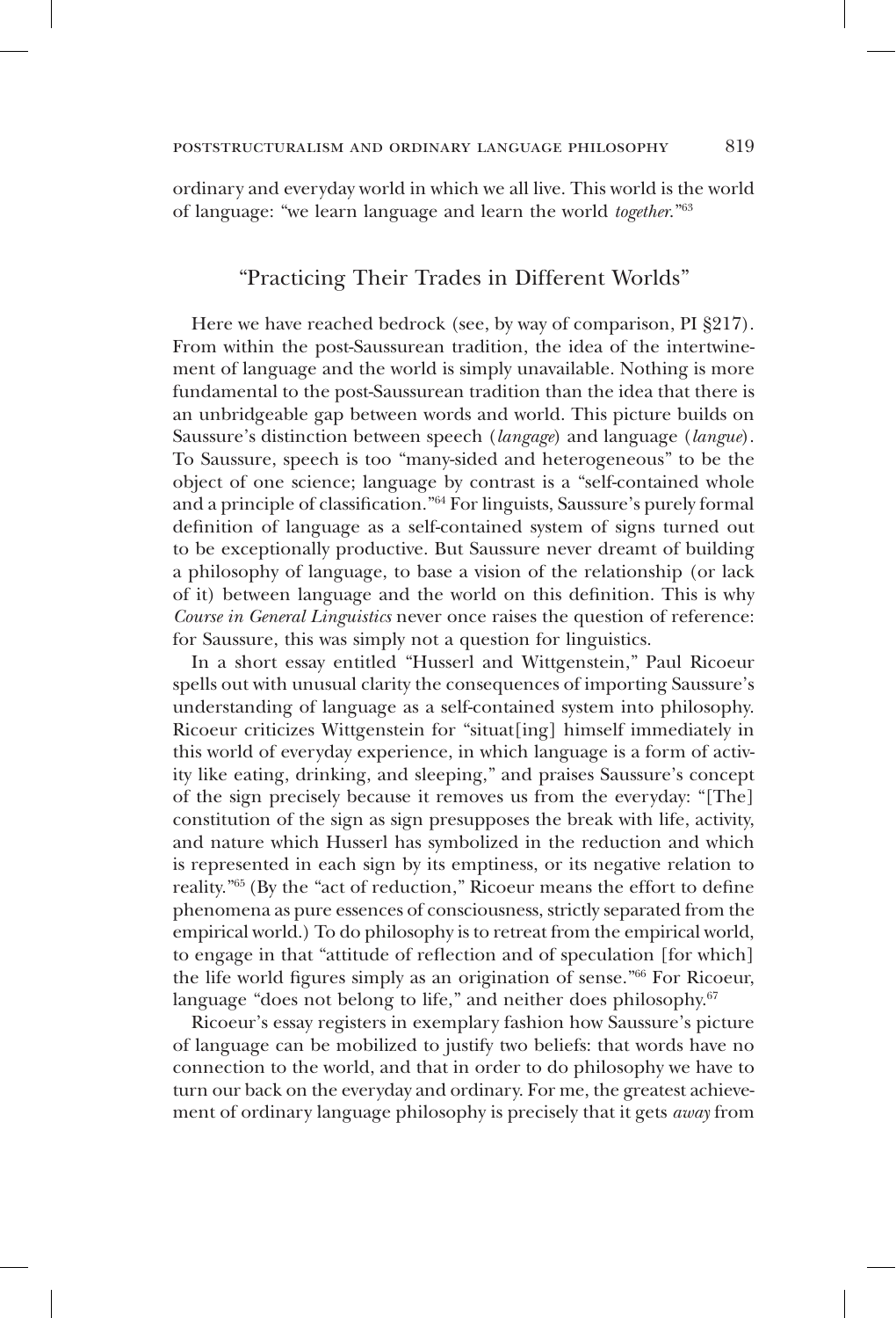ordinary and everyday world in which we all live. This world is the world of language: "we learn language and learn the world *together*."[63]

## "Practicing Their Trades in Different Worlds"

Here we have reached bedrock (see, by way of comparison, PI §217). From within the post-Saussurean tradition, the idea of the intertwinement of language and the world is simply unavailable. Nothing is more fundamental to the post-Saussurean tradition than the idea that there is an unbridgeable gap between words and world. This picture builds on Saussure's distinction between speech (*langage*) and language (*langue*). To Saussure, speech is too "many-sided and heterogeneous" to be the object of one science; language by contrast is a "self-contained whole and a principle of classification."[64] For linguists, Saussure's purely formal definition of language as a self-contained system of signs turned out to be exceptionally productive. But Saussure never dreamt of building a philosophy of language, to base a vision of the relationship (or lack of it) between language and the world on this definition. This is why *Course in General Linguistics* never once raises the question of reference: for Saussure, this was simply not a question for linguistics.

In a short essay entitled "Husserl and Wittgenstein," Paul Ricoeur spells out with unusual clarity the consequences of importing Saussure's understanding of language as a self-contained system into philosophy. Ricoeur criticizes Wittgenstein for "situat[ing] himself immediately in this world of everyday experience, in which language is a form of activity like eating, drinking, and sleeping," and praises Saussure's concept of the sign precisely because it removes us from the everyday: "[The] constitution of the sign as sign presupposes the break with life, activity, and nature which Husserl has symbolized in the reduction and which is represented in each sign by its emptiness, or its negative relation to reality."[65] (By the "act of reduction," Ricoeur means the effort to define phenomena as pure essences of consciousness, strictly separated from the empirical world.) To do philosophy is to retreat from the empirical world, to engage in that "attitude of reflection and of speculation [for which] the life world figures simply as an origination of sense."[66] For Ricoeur, language "does not belong to life," and neither does philosophy.[67]

Ricoeur's essay registers in exemplary fashion how Saussure's picture of language can be mobilized to justify two beliefs: that words have no connection to the world, and that in order to do philosophy we have to turn our back on the everyday and ordinary. For me, the greatest achievement of ordinary language philosophy is precisely that it gets *away* from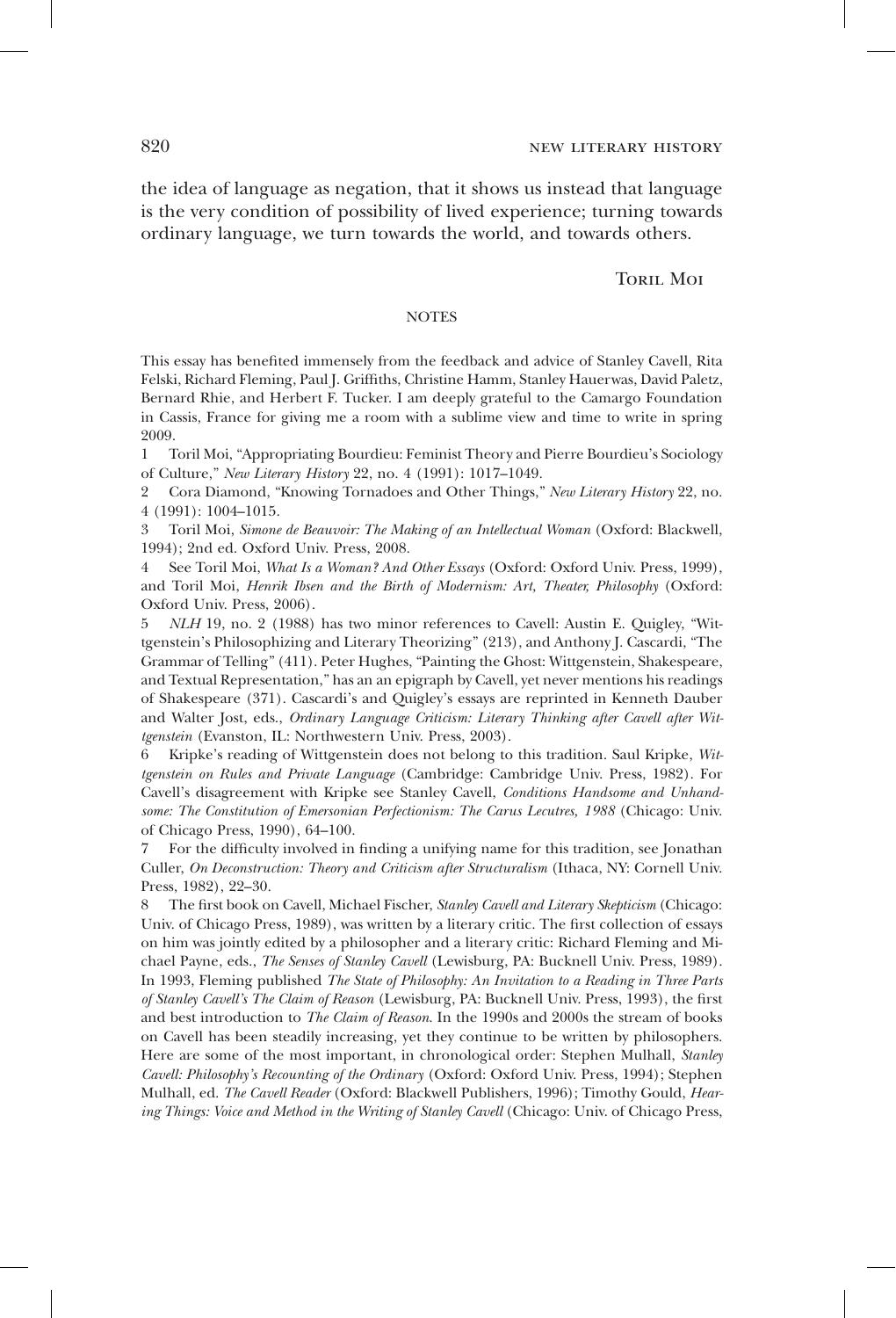the idea of language as negation, that it shows us instead that language is the very condition of possibility of lived experience; turning towards ordinary language, we turn towards the world, and towards others.

Toril Moi

## NOTES

This essay has benefited immensely from the feedback and advice of Stanley Cavell, Rita Felski, Richard Fleming, Paul J. Griffiths, Christine Hamm, Stanley Hauerwas, David Paletz, Bernard Rhie, and Herbert F. Tucker. I am deeply grateful to the Camargo Foundation in Cassis, France for giving me a room with a sublime view and time to write in spring 2009.

1 Toril Moi, "Appropriating Bourdieu: Feminist Theory and Pierre Bourdieu's Sociology of Culture," *New Literary History* 22, no. 4 (1991): 1017–1049.

2 Cora Diamond, "Knowing Tornadoes and Other Things," *New Literary History* 22, no. 4 (1991): 1004–1015.

3 Toril Moi, *Simone de Beauvoir: The Making of an Intellectual Woman* (Oxford: Blackwell, 1994); 2nd ed. Oxford Univ. Press, 2008.

4 See Toril Moi, *What Is a Woman? And Other Essays* (Oxford: Oxford Univ. Press, 1999), and Toril Moi, *Henrik Ibsen and the Birth of Modernism: Art, Theater, Philosophy* (Oxford: Oxford Univ. Press, 2006).

5 *NLH* 19, no. 2 (1988) has two minor references to Cavell: Austin E. Quigley, "Wittgenstein's Philosophizing and Literary Theorizing" (213), and Anthony J. Cascardi, "The Grammar of Telling" (411). Peter Hughes, "Painting the Ghost: Wittgenstein, Shakespeare, and Textual Representation," has an an epigraph by Cavell, yet never mentions his readings of Shakespeare (371). Cascardi's and Quigley's essays are reprinted in Kenneth Dauber and Walter Jost, eds., *Ordinary Language Criticism: Literary Thinking after Cavell after Wittgenstein* (Evanston, IL: Northwestern Univ. Press, 2003).

6 Kripke's reading of Wittgenstein does not belong to this tradition. Saul Kripke, *Wittgenstein on Rules and Private Language* (Cambridge: Cambridge Univ. Press, 1982). For Cavell's disagreement with Kripke see Stanley Cavell, *Conditions Handsome and Unhandsome: The Constitution of Emersonian Perfectionism: The Carus Lecutres, 1988* (Chicago: Univ. of Chicago Press, 1990), 64–100.

7 For the difficulty involved in finding a unifying name for this tradition, see Jonathan Culler, *On Deconstruction: Theory and Criticism after Structuralism* (Ithaca, NY: Cornell Univ. Press, 1982), 22–30.

8 The first book on Cavell, Michael Fischer, *Stanley Cavell and Literary Skepticism* (Chicago: Univ. of Chicago Press, 1989), was written by a literary critic. The first collection of essays on him was jointly edited by a philosopher and a literary critic: Richard Fleming and Michael Payne, eds., *The Senses of Stanley Cavell* (Lewisburg, PA: Bucknell Univ. Press, 1989). In 1993, Fleming published *The State of Philosophy: An Invitation to a Reading in Three Parts of Stanley Cavell's The Claim of Reason* (Lewisburg, PA: Bucknell Univ. Press, 1993), the first and best introduction to *The Claim of Reason*. In the 1990s and 2000s the stream of books on Cavell has been steadily increasing, yet they continue to be written by philosophers. Here are some of the most important, in chronological order: Stephen Mulhall, *Stanley Cavell: Philosophy's Recounting of the Ordinary* (Oxford: Oxford Univ. Press, 1994); Stephen Mulhall, ed. *The Cavell Reader* (Oxford: Blackwell Publishers, 1996); Timothy Gould, *Hearing Things: Voice and Method in the Writing of Stanley Cavell* (Chicago: Univ. of Chicago Press,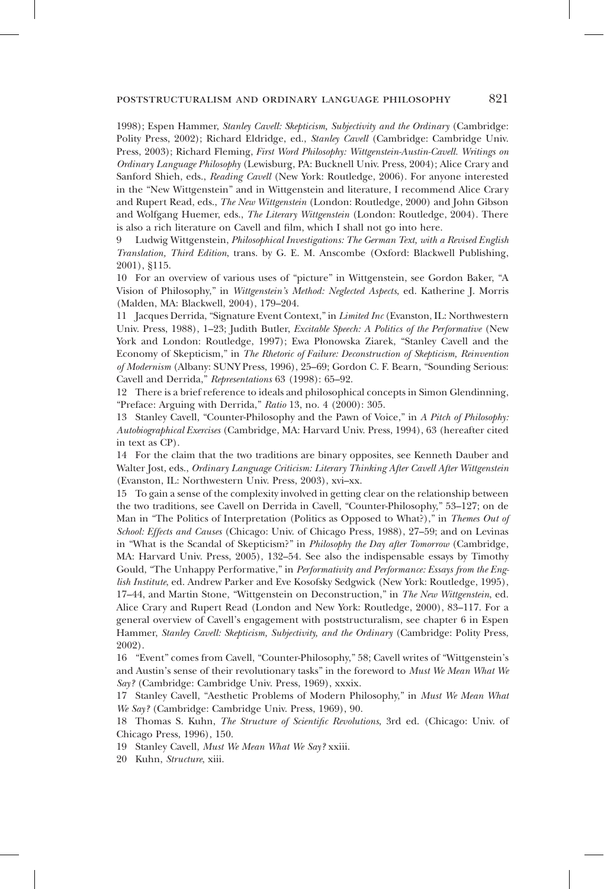1998); Espen Hammer, *Stanley Cavell: Skepticism, Subjectivity and the Ordinary* (Cambridge: Polity Press, 2002); Richard Eldridge, ed., *Stanley Cavell* (Cambridge: Cambridge Univ. Press, 2003); Richard Fleming, *First Word Philosophy: Wittgenstein-Austin-Cavell. Writings on Ordinary Language Philosophy* (Lewisburg, PA: Bucknell Univ. Press, 2004); Alice Crary and Sanford Shieh, eds., *Reading Cavell* (New York: Routledge, 2006). For anyone interested in the "New Wittgenstein" and in Wittgenstein and literature, I recommend Alice Crary and Rupert Read, eds., *The New Wittgenstein* (London: Routledge, 2000) and John Gibson and Wolfgang Huemer, eds., *The Literary Wittgenstein* (London: Routledge, 2004). There is also a rich literature on Cavell and film, which I shall not go into here.

9 Ludwig Wittgenstein, *Philosophical Investigations: The German Text, with a Revised English Translation, Third Edition*, trans. by G. E. M. Anscombe (Oxford: Blackwell Publishing, 2001), §115.

10 For an overview of various uses of "picture" in Wittgenstein, see Gordon Baker, "A Vision of Philosophy," in *Wittgenstein's Method: Neglected Aspects*, ed. Katherine J. Morris (Malden, MA: Blackwell, 2004), 179–204.

11 Jacques Derrida, "Signature Event Context," in *Limited Inc* (Evanston, IL: Northwestern Univ. Press, 1988), 1–23; Judith Butler, *Excitable Speech: A Politics of the Performative* (New York and London: Routledge, 1997); Ewa Płonowska Ziarek, "Stanley Cavell and the Economy of Skepticism," in *The Rhetoric of Failure: Deconstruction of Skepticism, Reinvention of Modernism* (Albany: SUNY Press, 1996), 25–69; Gordon C. F. Bearn, "Sounding Serious: Cavell and Derrida," *Representations* 63 (1998): 65–92.

12 There is a brief reference to ideals and philosophical concepts in Simon Glendinning, "Preface: Arguing with Derrida," *Ratio* 13, no. 4 (2000): 305.

13 Stanley Cavell, "Counter-Philosophy and the Pawn of Voice," in *A Pitch of Philosophy: Autobiographical Exercises* (Cambridge, MA: Harvard Univ. Press, 1994), 63 (hereafter cited in text as CP).

14 For the claim that the two traditions are binary opposites, see Kenneth Dauber and Walter Jost, eds., *Ordinary Language Criticism: Literary Thinking After Cavell After Wittgenstein* (Evanston, IL: Northwestern Univ. Press, 2003), xvi–xx.

15 To gain a sense of the complexity involved in getting clear on the relationship between the two traditions, see Cavell on Derrida in Cavell, "Counter-Philosophy," 53–127; on de Man in "The Politics of Interpretation (Politics as Opposed to What?)," in *Themes Out of School: Effects and Causes* (Chicago: Univ. of Chicago Press, 1988), 27–59; and on Levinas in "What is the Scandal of Skepticism?" in *Philosophy the Day after Tomorrow* (Cambridge, MA: Harvard Univ. Press, 2005), 132–54. See also the indispensable essays by Timothy Gould, "The Unhappy Performative," in *Performativity and Performance: Essays from the English Institute*, ed. Andrew Parker and Eve Kosofsky Sedgwick (New York: Routledge, 1995), 17–44, and Martin Stone, "Wittgenstein on Deconstruction," in *The New Wittgenstein*, ed. Alice Crary and Rupert Read (London and New York: Routledge, 2000), 83–117. For a general overview of Cavell's engagement with poststructuralism, see chapter 6 in Espen Hammer, *Stanley Cavell: Skepticism, Subjectivity, and the Ordinary* (Cambridge: Polity Press, 2002).

16 "Event" comes from Cavell, "Counter-Philosophy," 58; Cavell writes of "Wittgenstein's and Austin's sense of their revolutionary tasks" in the foreword to *Must We Mean What We Say?* (Cambridge: Cambridge Univ. Press, 1969), xxxix.

17 Stanley Cavell, "Aesthetic Problems of Modern Philosophy," in *Must We Mean What We Say?* (Cambridge: Cambridge Univ. Press, 1969), 90.

18 Thomas S. Kuhn, *The Structure of Scientific Revolutions*, 3rd ed. (Chicago: Univ. of Chicago Press, 1996), 150.

19 Stanley Cavell, *Must We Mean What We Say?* xxiii.

20 Kuhn, *Structure*, xiii.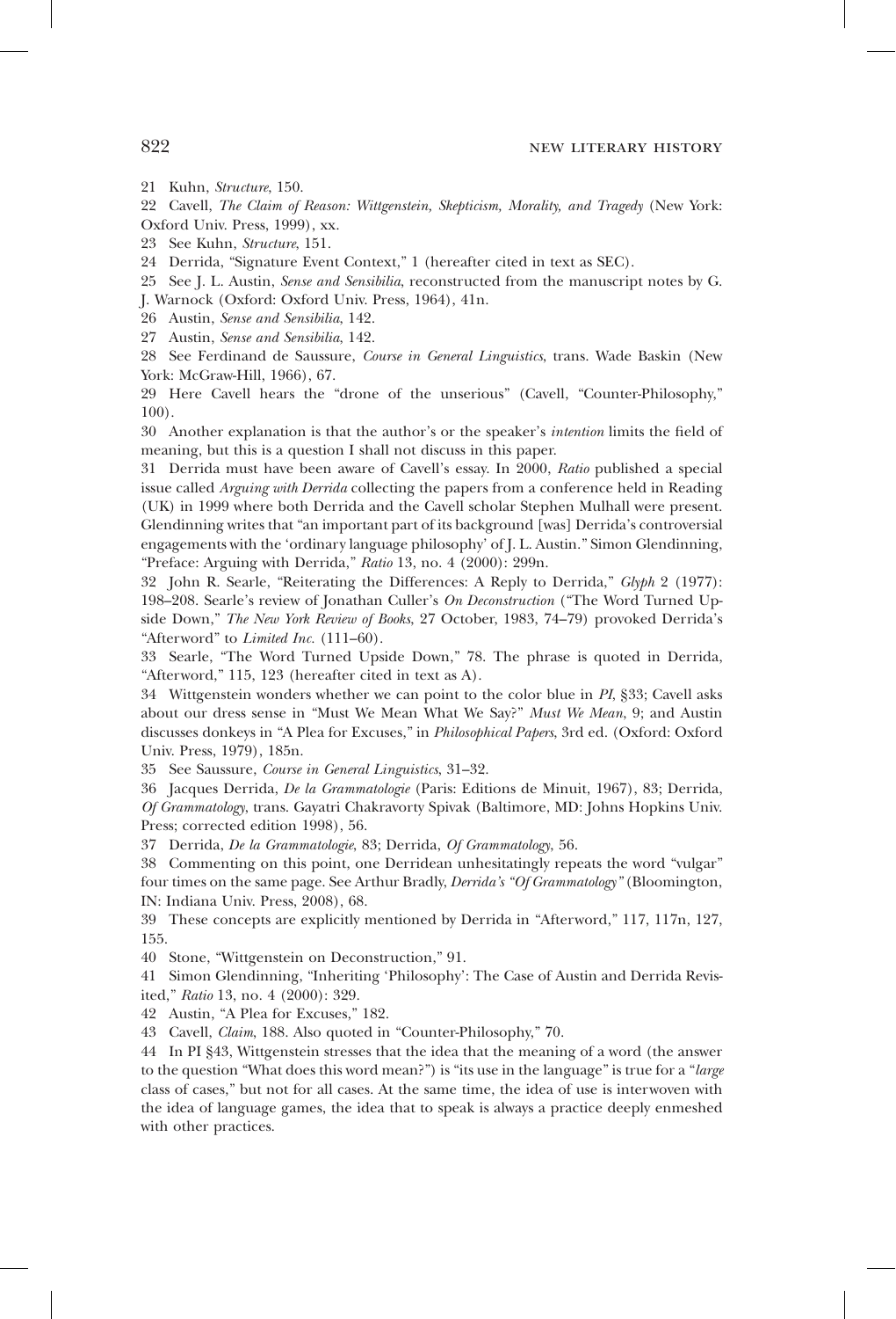21 Kuhn, *Structure*, 150.

22 Cavell, *The Claim of Reason: Wittgenstein, Skepticism, Morality, and Tragedy* (New York: Oxford Univ. Press, 1999), xx.

23 See Kuhn, *Structure*, 151.

24 Derrida, "Signature Event Context," 1 (hereafter cited in text as SEC).

25 See J. L. Austin, *Sense and Sensibilia*, reconstructed from the manuscript notes by G. J. Warnock (Oxford: Oxford Univ. Press, 1964), 41n.

26 Austin, *Sense and Sensibilia*, 142.

27 Austin, *Sense and Sensibilia*, 142.

28 See Ferdinand de Saussure, *Course in General Linguistics*, trans. Wade Baskin (New York: McGraw-Hill, 1966), 67.

29 Here Cavell hears the "drone of the unserious" (Cavell, "Counter-Philosophy," 100).

30 Another explanation is that the author's or the speaker's *intention* limits the field of meaning, but this is a question I shall not discuss in this paper.

31 Derrida must have been aware of Cavell's essay. In 2000, *Ratio* published a special issue called *Arguing with Derrida* collecting the papers from a conference held in Reading (UK) in 1999 where both Derrida and the Cavell scholar Stephen Mulhall were present. Glendinning writes that "an important part of its background [was] Derrida's controversial engagements with the 'ordinary language philosophy' of J. L. Austin." Simon Glendinning, "Preface: Arguing with Derrida," *Ratio* 13, no. 4 (2000): 299n.

32 John R. Searle, "Reiterating the Differences: A Reply to Derrida," *Glyph* 2 (1977): 198–208. Searle's review of Jonathan Culler's *On Deconstruction* ("The Word Turned Upside Down," *The New York Review of Books*, 27 October, 1983, 74–79) provoked Derrida's "Afterword" to *Limited Inc.* (111–60).

33 Searle, "The Word Turned Upside Down," 78. The phrase is quoted in Derrida, "Afterword," 115, 123 (hereafter cited in text as A).

34 Wittgenstein wonders whether we can point to the color blue in *PI*, §33; Cavell asks about our dress sense in "Must We Mean What We Say?" *Must We Mean*, 9; and Austin discusses donkeys in "A Plea for Excuses," in *Philosophical Papers*, 3rd ed. (Oxford: Oxford Univ. Press, 1979), 185n.

35 See Saussure, *Course in General Linguistics*, 31–32.

36 Jacques Derrida, *De la Grammatologie* (Paris: Editions de Minuit, 1967), 83; Derrida, *Of Grammatology*, trans. Gayatri Chakravorty Spivak (Baltimore, MD: Johns Hopkins Univ. Press; corrected edition 1998), 56.

37 Derrida, *De la Grammatologie*, 83; Derrida, *Of Grammatology*, 56.

38 Commenting on this point, one Derridean unhesitatingly repeats the word "vulgar" four times on the same page. See Arthur Bradly, *Derrida's "Of Grammatology"* (Bloomington, IN: Indiana Univ. Press, 2008), 68.

39 These concepts are explicitly mentioned by Derrida in "Afterword," 117, 117n, 127, 155.

40 Stone, "Wittgenstein on Deconstruction," 91.

41 Simon Glendinning, "Inheriting 'Philosophy': The Case of Austin and Derrida Revisited," *Ratio* 13, no. 4 (2000): 329.

42 Austin, "A Plea for Excuses," 182.

43 Cavell, *Claim*, 188. Also quoted in "Counter-Philosophy," 70.

44 In PI §43, Wittgenstein stresses that the idea that the meaning of a word (the answer to the question "What does this word mean?") is "its use in the language" is true for a "*large* class of cases," but not for all cases. At the same time, the idea of use is interwoven with the idea of language games, the idea that to speak is always a practice deeply enmeshed with other practices.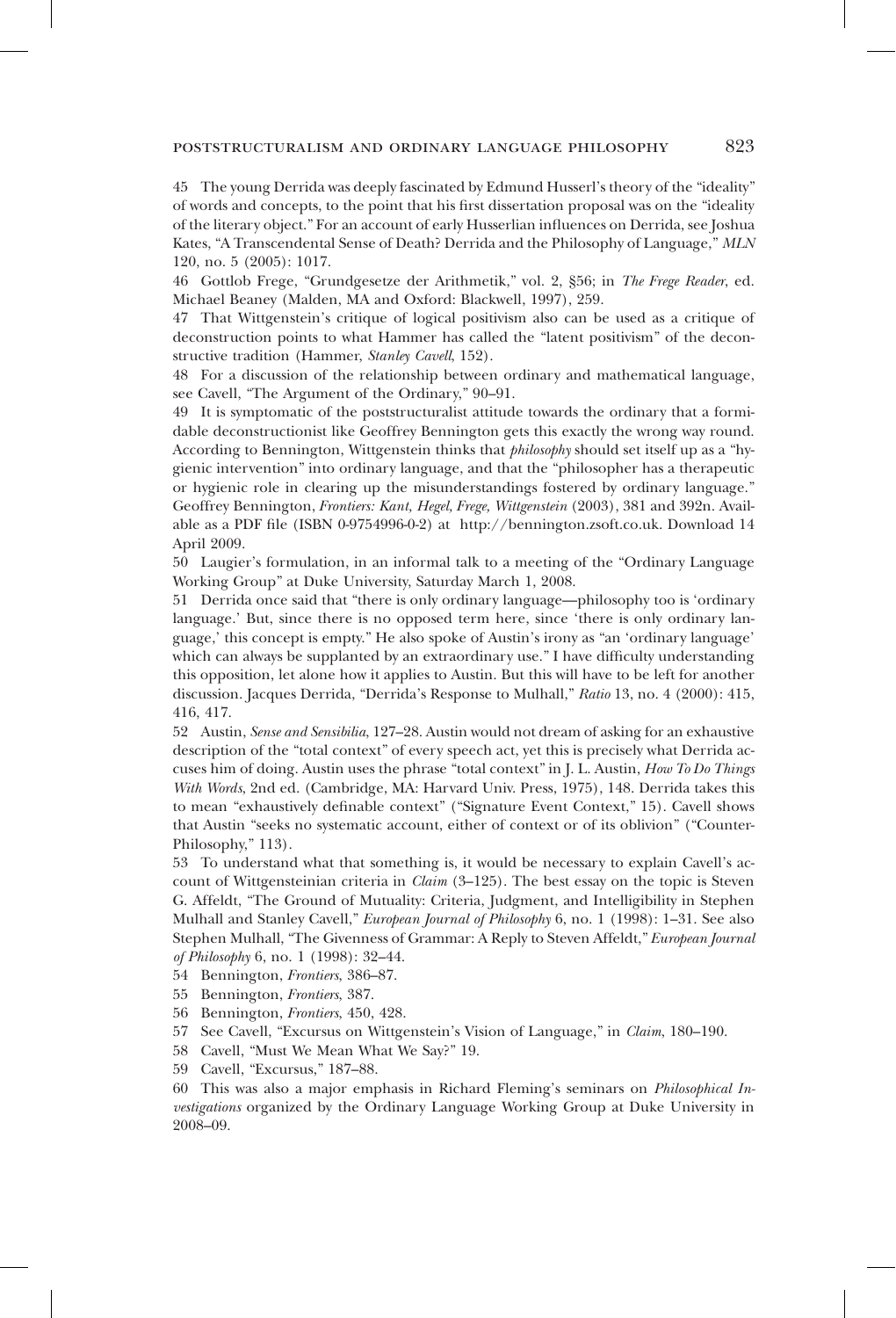45 The young Derrida was deeply fascinated by Edmund Husserl's theory of the "ideality" of words and concepts, to the point that his first dissertation proposal was on the "ideality of the literary object." For an account of early Husserlian influences on Derrida, see Joshua Kates, "A Transcendental Sense of Death? Derrida and the Philosophy of Language," *MLN* 120, no. 5 (2005): 1017.

46 Gottlob Frege, "Grundgesetze der Arithmetik," vol. 2, §56; in *The Frege Reader*, ed. Michael Beaney (Malden, MA and Oxford: Blackwell, 1997), 259.

47 That Wittgenstein's critique of logical positivism also can be used as a critique of deconstruction points to what Hammer has called the "latent positivism" of the deconstructive tradition (Hammer, *Stanley Cavell*, 152).

48 For a discussion of the relationship between ordinary and mathematical language, see Cavell, "The Argument of the Ordinary," 90–91.

49 It is symptomatic of the poststructuralist attitude towards the ordinary that a formidable deconstructionist like Geoffrey Bennington gets this exactly the wrong way round. According to Bennington, Wittgenstein thinks that *philosophy* should set itself up as a "hygienic intervention" into ordinary language, and that the "philosopher has a therapeutic or hygienic role in clearing up the misunderstandings fostered by ordinary language." Geoffrey Bennington, *Frontiers: Kant, Hegel, Frege, Wittgenstein* (2003), 381 and 392n. Available as a PDF file (ISBN 0-9754996-0-2) at http://bennington.zsoft.co.uk. Download 14 April 2009.

50 Laugier's formulation, in an informal talk to a meeting of the "Ordinary Language Working Group" at Duke University, Saturday March 1, 2008.

51 Derrida once said that "there is only ordinary language—philosophy too is 'ordinary language.' But, since there is no opposed term here, since 'there is only ordinary language,' this concept is empty." He also spoke of Austin's irony as "an 'ordinary language' which can always be supplanted by an extraordinary use." I have difficulty understanding this opposition, let alone how it applies to Austin. But this will have to be left for another discussion. Jacques Derrida, "Derrida's Response to Mulhall," *Ratio* 13, no. 4 (2000): 415, 416, 417.

52 Austin, *Sense and Sensibilia*, 127–28. Austin would not dream of asking for an exhaustive description of the "total context" of every speech act, yet this is precisely what Derrida accuses him of doing. Austin uses the phrase "total context" in J. L. Austin, *How To Do Things With Words*, 2nd ed. (Cambridge, MA: Harvard Univ. Press, 1975), 148. Derrida takes this to mean "exhaustively definable context" ("Signature Event Context," 15). Cavell shows that Austin "seeks no systematic account, either of context or of its oblivion" ("Counter-Philosophy," 113).

53 To understand what that something is, it would be necessary to explain Cavell's account of Wittgensteinian criteria in *Claim* (3–125). The best essay on the topic is Steven G. Affeldt, "The Ground of Mutuality: Criteria, Judgment, and Intelligibility in Stephen Mulhall and Stanley Cavell," *European Journal of Philosophy* 6, no. 1 (1998): 1–31. See also Stephen Mulhall, "The Givenness of Grammar: A Reply to Steven Affeldt," *European Journal of Philosophy* 6, no. 1 (1998): 32–44.

54 Bennington, *Frontiers*, 386–87.

55 Bennington, *Frontiers*, 387.

56 Bennington, *Frontiers*, 450, 428.

57 See Cavell, "Excursus on Wittgenstein's Vision of Language," in *Claim*, 180–190.

58 Cavell, "Must We Mean What We Say?" 19.

59 Cavell, "Excursus," 187–88.

60 This was also a major emphasis in Richard Fleming's seminars on *Philosophical Investigations* organized by the Ordinary Language Working Group at Duke University in 2008–09.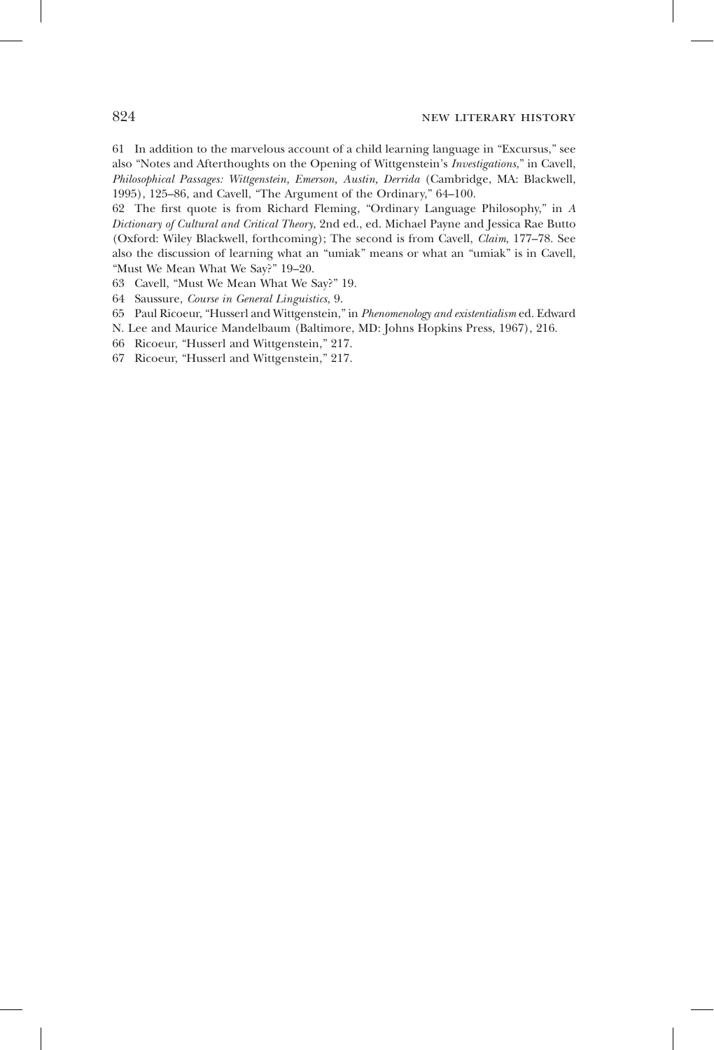61 In addition to the marvelous account of a child learning language in "Excursus," see also "Notes and Afterthoughts on the Opening of Wittgenstein's *Investigations*," in Cavell, *Philosophical Passages: Wittgenstein, Emerson, Austin, Derrida* (Cambridge, MA: Blackwell, 1995), 125–86, and Cavell, "The Argument of the Ordinary," 64–100.

62 The first quote is from Richard Fleming, "Ordinary Language Philosophy," in *A Dictionary of Cultural and Critical Theory*, 2nd ed., ed. Michael Payne and Jessica Rae Butto (Oxford: Wiley Blackwell, forthcoming); The second is from Cavell, *Claim*, 177–78. See also the discussion of learning what an "umiak" means or what an "umiak" is in Cavell, "Must We Mean What We Say?" 19–20.

63 Cavell, "Must We Mean What We Say?" 19.

64 Saussure, *Course in General Linguistics*, 9.

65 Paul Ricoeur, "Husserl and Wittgenstein," in *Phenomenology and existentialism* ed. Edward N. Lee and Maurice Mandelbaum (Baltimore, MD: Johns Hopkins Press, 1967), 216.

66 Ricoeur, "Husserl and Wittgenstein," 217.

67 Ricoeur, "Husserl and Wittgenstein," 217.